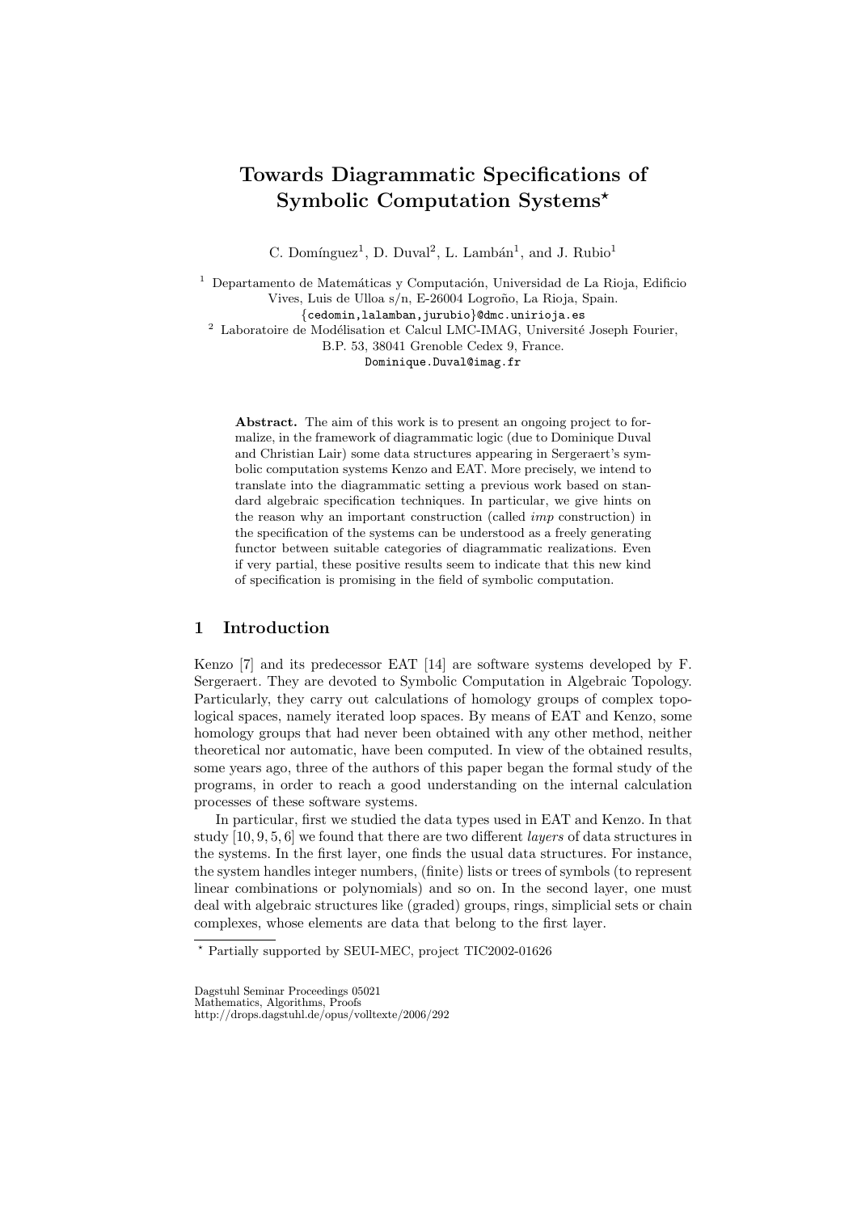# Towards Diagrammatic Specifications of Symbolic Computation Systems*

C. Domínguez[1], D. Duval[2], L. Lambán[1], and J. Rubio[1]

[1] Departamento de Matemáticas y Computación, Universidad de La Rioja, Edificio Vives, Luis de Ulloa s/n, E-26004 Logroño, La Rioja, Spain.
{cedomin,lalamban,jurubio}@dmc.unirioja.es

[2] Laboratoire de Modélisation et Calcul LMC-IMAG, Université Joseph Fourier, B.P. 53, 38041 Grenoble Cedex 9, France.
Dominique.Duval@imag.fr

**Abstract.** The aim of this work is to present an ongoing project to formalize, in the framework of diagrammatic logic (due to Dominique Duval and Christian Lair) some data structures appearing in Sergeraert's symbolic computation systems Kenzo and EAT. More precisely, we intend to translate into the diagrammatic setting a previous work based on standard algebraic specification techniques. In particular, we give hints on the reason why an important construction (called *imp* construction) in the specification of the systems can be understood as a freely generating functor between suitable categories of diagrammatic realizations. Even if very partial, these positive results seem to indicate that this new kind of specification is promising in the field of symbolic computation.

## 1 Introduction

Kenzo [7] and its predecessor EAT [14] are software systems developed by F. Sergeraert. They are devoted to Symbolic Computation in Algebraic Topology. Particularly, they carry out calculations of homology groups of complex topological spaces, namely iterated loop spaces. By means of EAT and Kenzo, some homology groups that had never been obtained with any other method, neither theoretical nor automatic, have been computed. In view of the obtained results, some years ago, three of the authors of this paper began the formal study of the programs, in order to reach a good understanding on the internal calculation processes of these software systems.

In particular, first we studied the data types used in EAT and Kenzo. In that study [10, 9, 5, 6] we found that there are two different *layers* of data structures in the systems. In the first layer, one finds the usual data structures. For instance, the system handles integer numbers, (finite) lists or trees of symbols (to represent linear combinations or polynomials) and so on. In the second layer, one must deal with algebraic structures like (graded) groups, rings, simplicial sets or chain complexes, whose elements are data that belong to the first layer.

* Partially supported by SEUI-MEC, project TIC2002-01626

Dagstuhl Seminar Proceedings 05021
Mathematics, Algorithms, Proofs
http://drops.dagstuhl.de/opus/volltexte/2006/292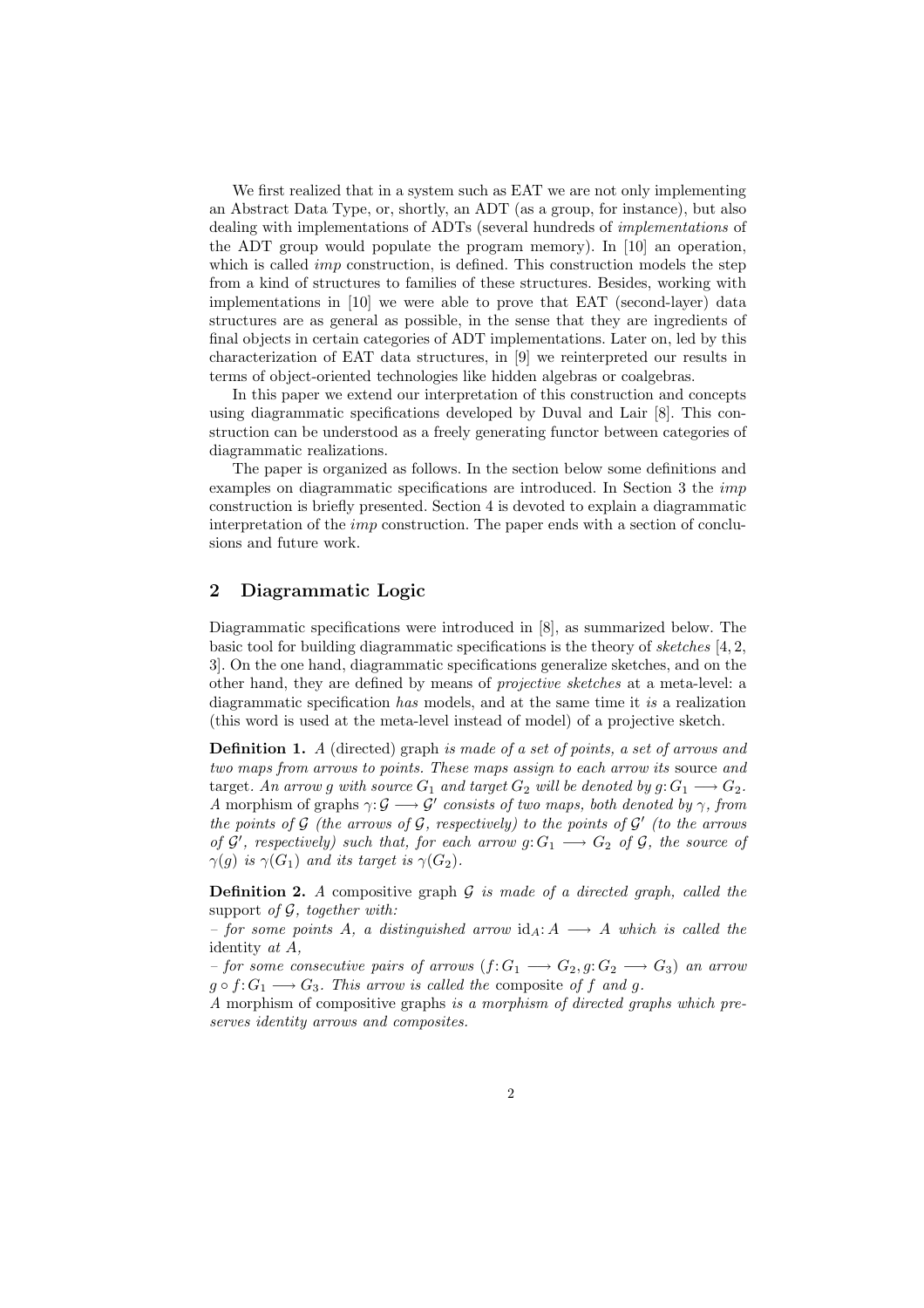We first realized that in a system such as EAT we are not only implementing an Abstract Data Type, or, shortly, an ADT (as a group, for instance), but also dealing with implementations of ADTs (several hundreds of *implementations* of the ADT group would populate the program memory). In [10] an operation, which is called *imp* construction, is defined. This construction models the step from a kind of structures to families of these structures. Besides, working with implementations in [10] we were able to prove that EAT (second-layer) data structures are as general as possible, in the sense that they are ingredients of final objects in certain categories of ADT implementations. Later on, led by this characterization of EAT data structures, in [9] we reinterpreted our results in terms of object-oriented technologies like hidden algebras or coalgebras.

In this paper we extend our interpretation of this construction and concepts using diagrammatic specifications developed by Duval and Lair [8]. This construction can be understood as a freely generating functor between categories of diagrammatic realizations.

The paper is organized as follows. In the section below some definitions and examples on diagrammatic specifications are introduced. In Section 3 the *imp* construction is briefly presented. Section 4 is devoted to explain a diagrammatic interpretation of the *imp* construction. The paper ends with a section of conclusions and future work.

## 2 Diagrammatic Logic

Diagrammatic specifications were introduced in [8], as summarized below. The basic tool for building diagrammatic specifications is the theory of *sketches* [4, 2, 3]. On the one hand, diagrammatic specifications generalize sketches, and on the other hand, they are defined by means of *projective sketches* at a meta-level: a diagrammatic specification *has* models, and at the same time it *is* a realization (this word is used at the meta-level instead of model) of a projective sketch.

**Definition 1.** *A* (directed) graph *is made of a set of points, a set of arrows and two maps from arrows to points. These maps assign to each arrow its* source *and* target*. An arrow $g$ with source $G_1$ and target $G_2$ will be denoted by $g\colon G_1 \longrightarrow G_2$. A* morphism of graphs *$\gamma\colon \mathcal{G} \longrightarrow \mathcal{G}'$ consists of two maps, both denoted by $\gamma$, from the points of $\mathcal{G}$ (the arrows of $\mathcal{G}$, respectively) to the points of $\mathcal{G}'$ (to the arrows of $\mathcal{G}'$, respectively) such that, for each arrow $g\colon G_1 \longrightarrow G_2$ of $\mathcal{G}$, the source of $\gamma(g)$ is $\gamma(G_1)$ and its target is $\gamma(G_2)$.*

**Definition 2.** *A* compositive graph *$\mathcal{G}$ is made of a directed graph, called the* support *of $\mathcal{G}$, together with:*
*– for some points $A$, a distinguished arrow $\mathrm{id}_A\colon A \longrightarrow A$ which is called the* identity *at $A$,*
*– for some consecutive pairs of arrows $(f\colon G_1 \longrightarrow G_2, g\colon G_2 \longrightarrow G_3)$ an arrow $g \circ f\colon G_1 \longrightarrow G_3$. This arrow is called the* composite *of $f$ and $g$.*
*A* morphism of compositive graphs *is a morphism of directed graphs which preserves identity arrows and composites.*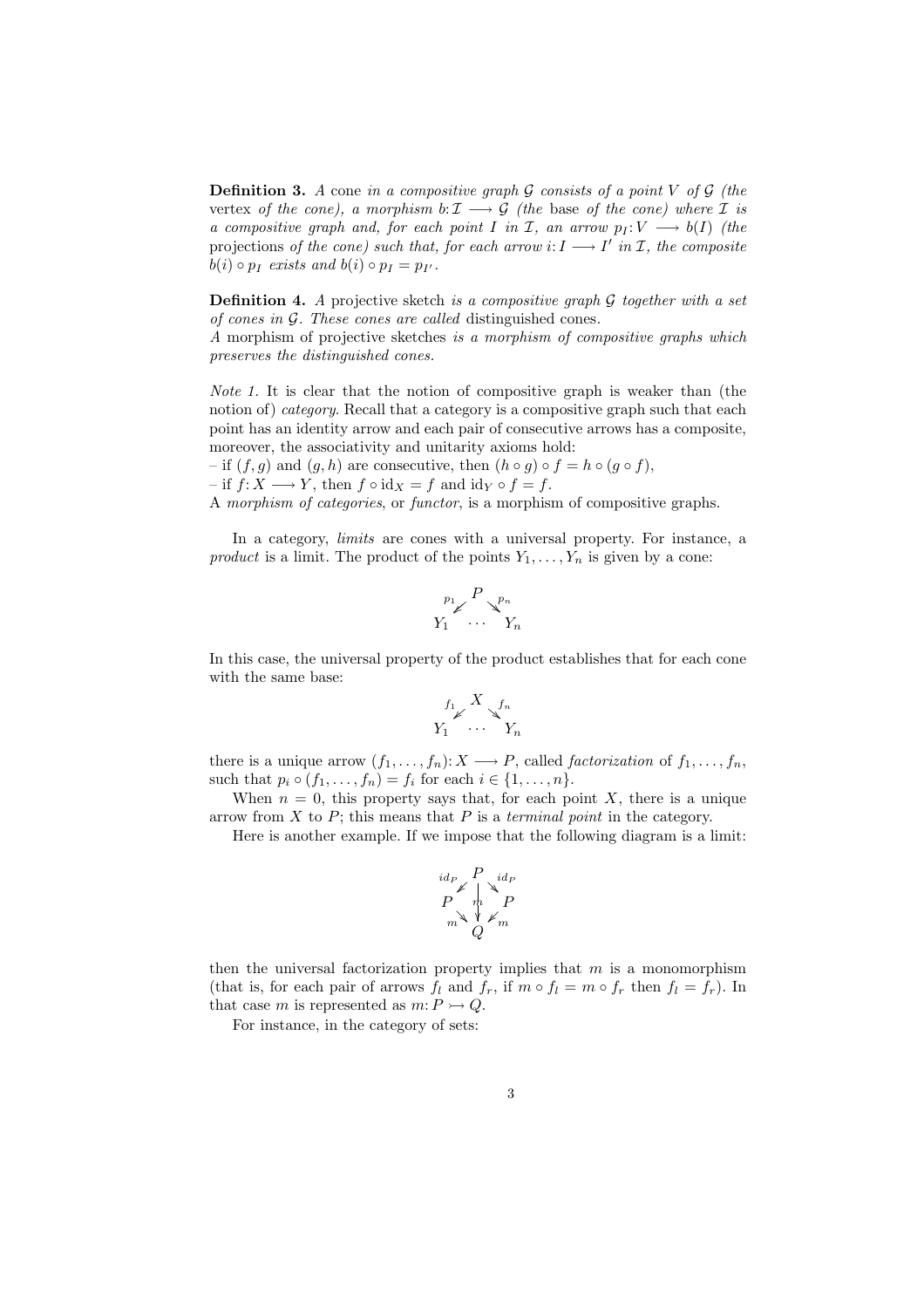**Definition 3.** *A* cone *in a compositive graph $\mathcal{G}$ consists of a point $V$ of $\mathcal{G}$ (the* vertex *of the cone), a morphism $b\colon \mathcal{I} \longrightarrow \mathcal{G}$ (the* base *of the cone) where $\mathcal{I}$ is a compositive graph and, for each point $I$ in $\mathcal{I}$, an arrow $p_I\colon V \longrightarrow b(I)$ (the* projections *of the cone) such that, for each arrow $i\colon I \longrightarrow I'$ in $\mathcal{I}$, the composite $b(i) \circ p_I$ exists and $b(i) \circ p_I = p_{I'}$.*

**Definition 4.** *A* projective sketch *is a compositive graph $\mathcal{G}$ together with a set of cones in $\mathcal{G}$. These cones are called* distinguished cones.
*A* morphism of projective sketches *is a morphism of compositive graphs which preserves the distinguished cones.*

*Note 1.* It is clear that the notion of compositive graph is weaker than (the notion of) *category*. Recall that a category is a compositive graph such that each point has an identity arrow and each pair of consecutive arrows has a composite, moreover, the associativity and unitarity axioms hold:
– if $(f, g)$ and $(g, h)$ are consecutive, then $(h \circ g) \circ f = h \circ (g \circ f)$,
– if $f\colon X \longrightarrow Y$, then $f \circ \mathrm{id}_X = f$ and $\mathrm{id}_Y \circ f = f$.
A *morphism of categories*, or *functor*, is a morphism of compositive graphs.

In a category, *limits* are cones with a universal property. For instance, a *product* is a limit. The product of the points $Y_1, \ldots, Y_n$ is given by a cone:

$$\begin{array}{ccc} & P & \\ {}^{p_1}\swarrow & & \searrow^{p_n} \\ Y_1 & \cdots & Y_n \end{array}$$

In this case, the universal property of the product establishes that for each cone with the same base:

$$\begin{array}{ccc} & X & \\ {}^{f_1}\swarrow & & \searrow^{f_n} \\ Y_1 & \cdots & Y_n \end{array}$$

there is a unique arrow $(f_1, \ldots, f_n)\colon X \longrightarrow P$, called *factorization* of $f_1, \ldots, f_n$, such that $p_i \circ (f_1, \ldots, f_n) = f_i$ for each $i \in \{1, \ldots, n\}$.

When $n = 0$, this property says that, for each point $X$, there is a unique arrow from $X$ to $P$; this means that $P$ is a *terminal point* in the category.

Here is another example. If we impose that the following diagram is a limit:

$$\begin{array}{ccc} & P & \\ {}^{id_P}\swarrow & \downarrow m & \searrow^{id_P} \\ P & & P \\ {}_{m}\searrow & & \swarrow_{m} \\ & Q & \end{array}$$

then the universal factorization property implies that $m$ is a monomorphism (that is, for each pair of arrows $f_l$ and $f_r$, if $m \circ f_l = m \circ f_r$ then $f_l = f_r$). In that case $m$ is represented as $m\colon P \rightarrowtail Q$.

For instance, in the category of sets: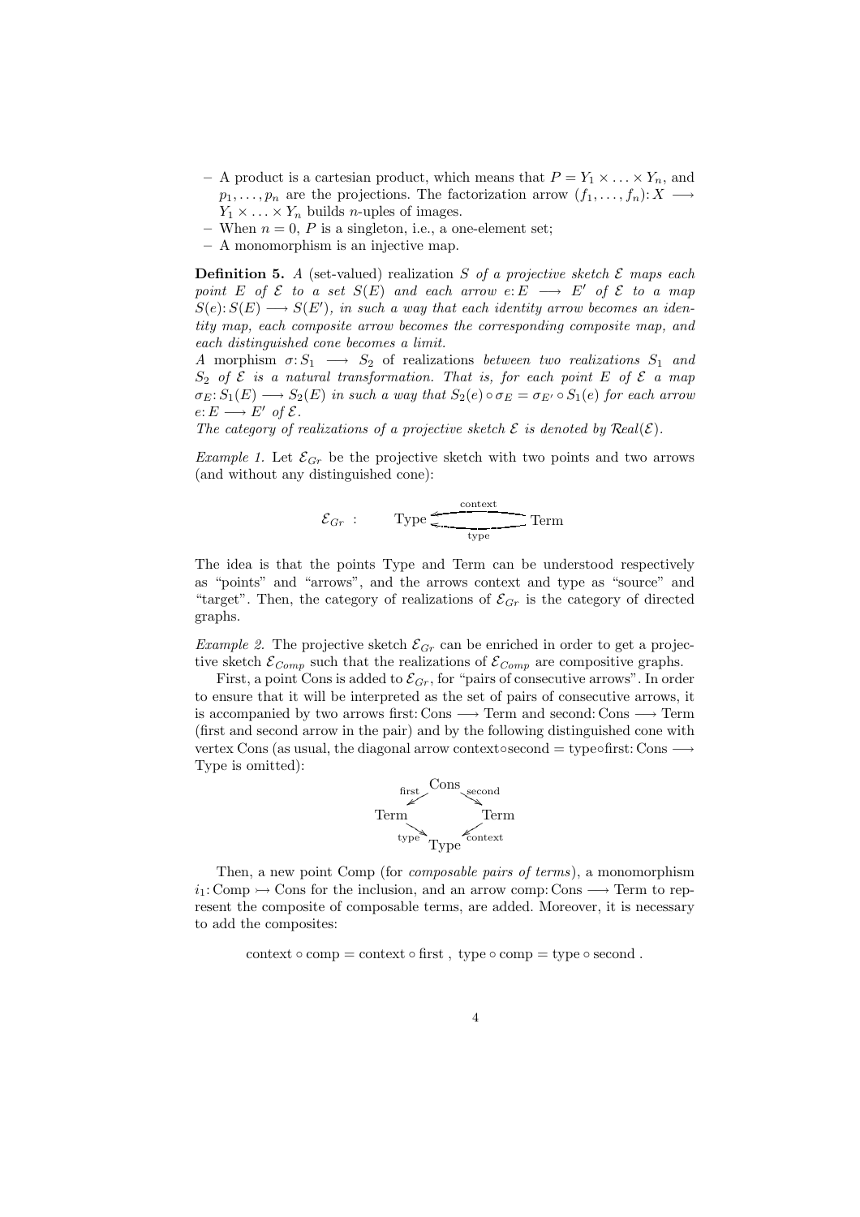- A product is a cartesian product, which means that $P = Y_1 \times \ldots \times Y_n$, and $p_1, \ldots, p_n$ are the projections. The factorization arrow $(f_1, \ldots, f_n): X \longrightarrow Y_1 \times \ldots \times Y_n$ builds $n$-uples of images.
- When $n = 0$, $P$ is a singleton, i.e., a one-element set;
- A monomorphism is an injective map.

**Definition 5.** *A (set-valued) realization $S$ of a projective sketch $\mathcal{E}$ maps each point $E$ of $\mathcal{E}$ to a set $S(E)$ and each arrow $e: E \longrightarrow E'$ of $\mathcal{E}$ to a map $S(e): S(E) \longrightarrow S(E')$, in such a way that each identity arrow becomes an identity map, each composite arrow becomes the corresponding composite map, and each distinguished cone becomes a limit.*
*A* morphism $\sigma: S_1 \longrightarrow S_2$ of realizations *between two realizations $S_1$ and $S_2$ of $\mathcal{E}$ is a natural transformation. That is, for each point $E$ of $\mathcal{E}$ a map $\sigma_E: S_1(E) \longrightarrow S_2(E)$ in such a way that $S_2(e) \circ \sigma_E = \sigma_{E'} \circ S_1(e)$ for each arrow $e: E \longrightarrow E'$ of $\mathcal{E}$.*
*The category of realizations of a projective sketch $\mathcal{E}$ is denoted by $\mathcal{R}eal(\mathcal{E})$.*

*Example 1.* Let $\mathcal{E}_{Gr}$ be the projective sketch with two points and two arrows (and without any distinguished cone):

$$\mathcal{E}_{Gr} \; : \qquad \text{Type} \underset{\text{type}}{\overset{\text{context}}{\longleftarrow\!\!\longleftarrow}} \text{Term}$$

The idea is that the points Type and Term can be understood respectively as "points" and "arrows", and the arrows context and type as "source" and "target". Then, the category of realizations of $\mathcal{E}_{Gr}$ is the category of directed graphs.

*Example 2.* The projective sketch $\mathcal{E}_{Gr}$ can be enriched in order to get a projective sketch $\mathcal{E}_{Comp}$ such that the realizations of $\mathcal{E}_{Comp}$ are compositive graphs.

First, a point Cons is added to $\mathcal{E}_{Gr}$, for "pairs of consecutive arrows". In order to ensure that it will be interpreted as the set of pairs of consecutive arrows, it is accompanied by two arrows first: Cons $\longrightarrow$ Term and second: Cons $\longrightarrow$ Term (first and second arrow in the pair) and by the following distinguished cone with vertex Cons (as usual, the diagonal arrow context$\circ$second $=$ type$\circ$first: Cons $\longrightarrow$ Type is omitted):

$$\begin{array}{ccccc} & & \text{Cons} & & \\ & \overset{\text{first}}{\swarrow} & & \overset{\text{second}}{\searrow} & \\ \text{Term} & & & & \text{Term} \\ & \underset{\text{type}}{\searrow} & & \underset{\text{context}}{\swarrow} & \\ & & \text{Type} & & \end{array}$$

Then, a new point Comp (for *composable pairs of terms*), a monomorphism $i_1$: Comp $\rightarrowtail$ Cons for the inclusion, and an arrow comp: Cons $\longrightarrow$ Term to represent the composite of composable terms, are added. Moreover, it is necessary to add the composites:

$$\text{context} \circ \text{comp} = \text{context} \circ \text{first} \; , \; \text{type} \circ \text{comp} = \text{type} \circ \text{second} \; .$$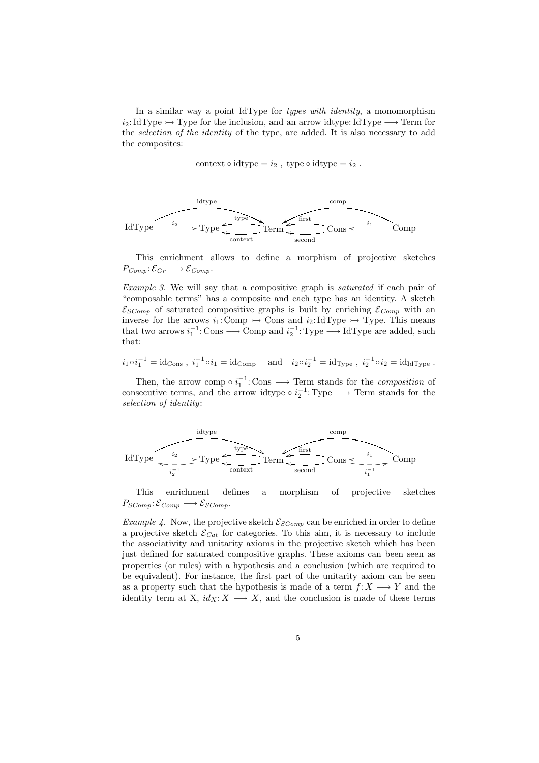In a similar way a point IdType for *types with identity*, a monomorphism $i_2\colon \mathrm{IdType} \rightarrowtail \mathrm{Type}$ for the inclusion, and an arrow $\mathrm{idtype}\colon \mathrm{IdType} \longrightarrow \mathrm{Term}$ for the *selection of the identity* of the type, are added. It is also necessary to add the composites:

$$\mathrm{context} \circ \mathrm{idtype} = i_2 \ , \ \mathrm{type} \circ \mathrm{idtype} = i_2 \ .$$

$$\mathrm{IdType} \xrightarrow{i_2} \mathrm{Type} \underset{\mathrm{context}}{\overset{\mathrm{type}}{\leftleftarrows}} \mathrm{Term} \underset{\mathrm{second}}{\overset{\mathrm{first}}{\leftleftarrows}} \mathrm{Cons} \xleftarrow{i_1} \mathrm{Comp}$$

(with arrows $\mathrm{idtype}\colon \mathrm{IdType} \longrightarrow \mathrm{Term}$ and $\mathrm{comp}\colon \mathrm{Comp} \longrightarrow \mathrm{Term}$)

This enrichment allows to define a morphism of projective sketches $P_{Comp}\colon \mathcal{E}_{Gr} \longrightarrow \mathcal{E}_{Comp}$.

*Example 3.* We will say that a compositive graph is *saturated* if each pair of "composable terms" has a composite and each type has an identity. A sketch $\mathcal{E}_{SComp}$ of saturated compositive graphs is built by enriching $\mathcal{E}_{Comp}$ with an inverse for the arrows $i_1\colon \mathrm{Comp} \rightarrowtail \mathrm{Cons}$ and $i_2\colon \mathrm{IdType} \rightarrowtail \mathrm{Type}$. This means that two arrows $i_1^{-1}\colon \mathrm{Cons} \longrightarrow \mathrm{Comp}$ and $i_2^{-1}\colon \mathrm{Type} \longrightarrow \mathrm{IdType}$ are added, such that:

$$i_1 \circ i_1^{-1} = \mathrm{id}_{\mathrm{Cons}} \ , \ i_1^{-1} \circ i_1 = \mathrm{id}_{\mathrm{Comp}} \quad \text{and} \quad i_2 \circ i_2^{-1} = \mathrm{id}_{\mathrm{Type}} \ , \ i_2^{-1} \circ i_2 = \mathrm{id}_{\mathrm{IdType}} \ .$$

Then, the arrow $\mathrm{comp} \circ i_1^{-1}\colon \mathrm{Cons} \longrightarrow \mathrm{Term}$ stands for the *composition* of consecutive terms, and the arrow $\mathrm{idtype} \circ i_2^{-1}\colon \mathrm{Type} \longrightarrow \mathrm{Term}$ stands for the *selection of identity*:

$$\mathrm{IdType} \underset{i_2^{-1}}{\overset{i_2}{\rightleftarrows}} \mathrm{Type} \underset{\mathrm{context}}{\overset{\mathrm{type}}{\leftleftarrows}} \mathrm{Term} \underset{\mathrm{second}}{\overset{\mathrm{first}}{\leftleftarrows}} \mathrm{Cons} \underset{i_1^{-1}}{\overset{i_1}{\leftrightarrows}} \mathrm{Comp}$$

(with arrows $\mathrm{idtype}\colon \mathrm{IdType} \longrightarrow \mathrm{Term}$ and $\mathrm{comp}\colon \mathrm{Comp} \longrightarrow \mathrm{Term}$)

This enrichment defines a morphism of projective sketches $P_{SComp}\colon \mathcal{E}_{Comp} \longrightarrow \mathcal{E}_{SComp}$.

*Example 4.* Now, the projective sketch $\mathcal{E}_{SComp}$ can be enriched in order to define a projective sketch $\mathcal{E}_{Cat}$ for categories. To this aim, it is necessary to include the associativity and unitarity axioms in the projective sketch which has been just defined for saturated compositive graphs. These axioms can been seen as properties (or rules) with a hypothesis and a conclusion (which are required to be equivalent). For instance, the first part of the unitarity axiom can be seen as a property such that the hypothesis is made of a term $f\colon X \longrightarrow Y$ and the identity term at X, $id_X\colon X \longrightarrow X$, and the conclusion is made of these terms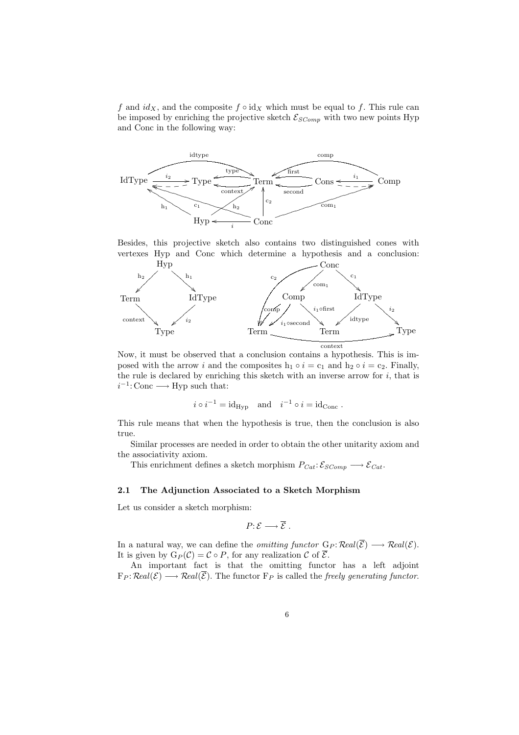$f$ and $id_X$, and the composite $f \circ \mathrm{id}_X$ which must be equal to $f$. This rule can be imposed by enriching the projective sketch $\mathcal{E}_{SComp}$ with two new points Hyp and Conc in the following way:

Besides, this projective sketch also contains two distinguished cones with vertexes Hyp and Conc which determine a hypothesis and a conclusion:

Now, it must be observed that a conclusion contains a hypothesis. This is imposed with the arrow $i$ and the composites $\mathrm{h}_1 \circ i = \mathrm{c}_1$ and $\mathrm{h}_2 \circ i = \mathrm{c}_2$. Finally, the rule is declared by enriching this sketch with an inverse arrow for $i$, that is $i^{-1}\colon \mathrm{Conc} \longrightarrow \mathrm{Hyp}$ such that:

$$i \circ i^{-1} = \mathrm{id}_{\mathrm{Hyp}} \quad \text{and} \quad i^{-1} \circ i = \mathrm{id}_{\mathrm{Conc}} .$$

This rule means that when the hypothesis is true, then the conclusion is also true.

Similar processes are needed in order to obtain the other unitarity axiom and the associativity axiom.

This enrichment defines a sketch morphism $P_{Cat}\colon \mathcal{E}_{SComp} \longrightarrow \mathcal{E}_{Cat}$.

### 2.1 The Adjunction Associated to a Sketch Morphism

Let us consider a sketch morphism:

$$P\colon \mathcal{E} \longrightarrow \overline{\mathcal{E}} .$$

In a natural way, we can define the *omitting functor* $\mathrm{G}_P\colon \mathcal{R}eal(\overline{\mathcal{E}}) \longrightarrow \mathcal{R}eal(\mathcal{E})$. It is given by $\mathrm{G}_P(\mathcal{C}) = \mathcal{C} \circ P$, for any realization $\mathcal{C}$ of $\overline{\mathcal{E}}$.

An important fact is that the omitting functor has a left adjoint $\mathrm{F}_P\colon \mathcal{R}eal(\mathcal{E}) \longrightarrow \mathcal{R}eal(\overline{\mathcal{E}})$. The functor $\mathrm{F}_P$ is called the *freely generating functor*.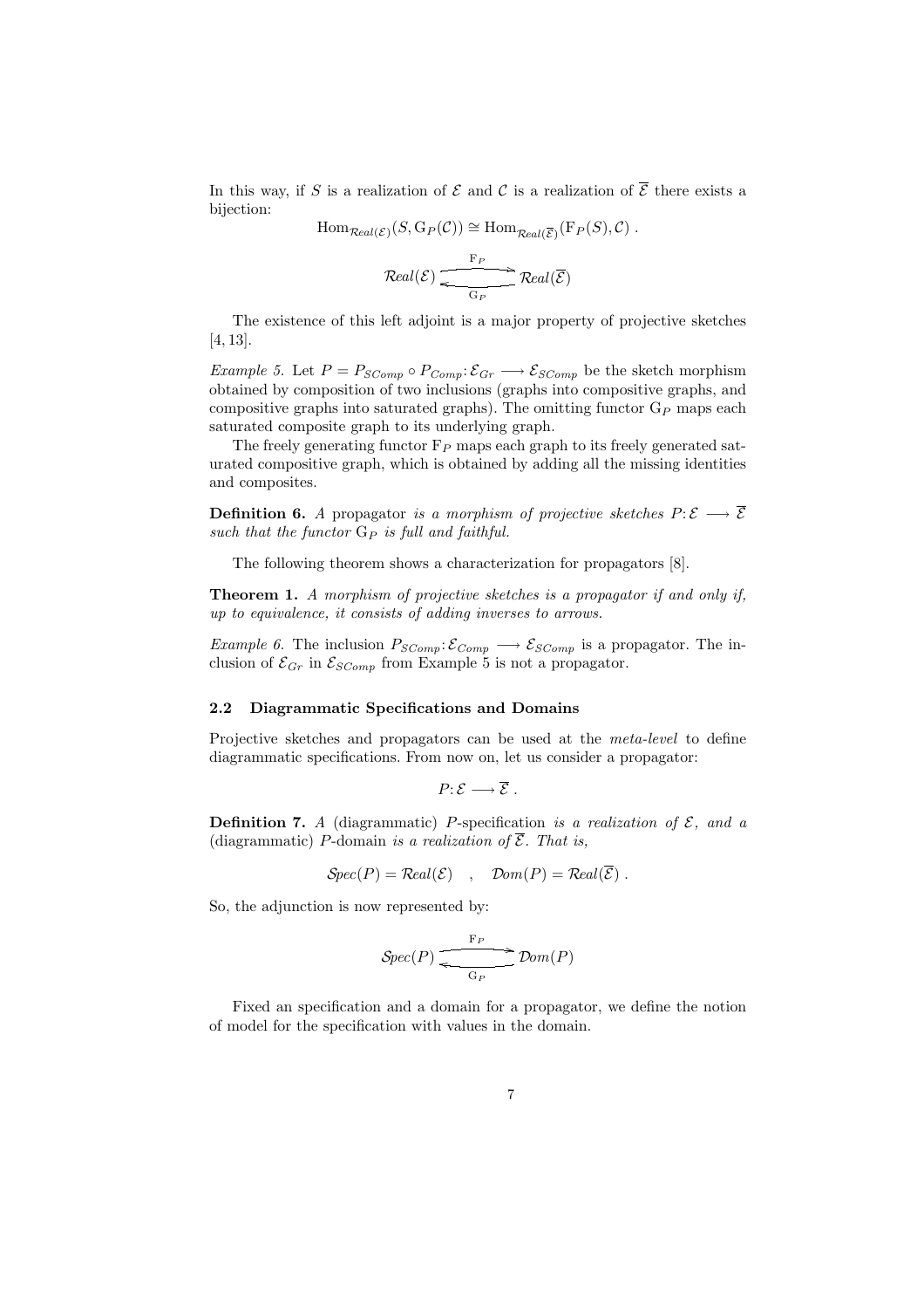In this way, if $S$ is a realization of $\mathcal{E}$ and $\mathcal{C}$ is a realization of $\overline{\mathcal{E}}$ there exists a bijection:

$$\mathrm{Hom}_{\mathcal{R}eal(\mathcal{E})}(S, \mathrm{G}_P(\mathcal{C})) \cong \mathrm{Hom}_{\mathcal{R}eal(\overline{\mathcal{E}})}(\mathrm{F}_P(S), \mathcal{C}) \ .$$

$$\mathcal{R}eal(\mathcal{E}) \underset{\mathrm{G}_P}{\overset{\mathrm{F}_P}{\rightleftarrows}} \mathcal{R}eal(\overline{\mathcal{E}})$$

The existence of this left adjoint is a major property of projective sketches [4, 13].

*Example 5.* Let $P = P_{SComp} \circ P_{Comp} \colon \mathcal{E}_{Gr} \longrightarrow \mathcal{E}_{SComp}$ be the sketch morphism obtained by composition of two inclusions (graphs into compositive graphs, and compositive graphs into saturated graphs). The omitting functor $\mathrm{G}_P$ maps each saturated composite graph to its underlying graph.

The freely generating functor $\mathrm{F}_P$ maps each graph to its freely generated saturated compositive graph, which is obtained by adding all the missing identities and composites.

**Definition 6.** *A* propagator *is a morphism of projective sketches $P \colon \mathcal{E} \longrightarrow \overline{\mathcal{E}}$ such that the functor $\mathrm{G}_P$ is full and faithful.*

The following theorem shows a characterization for propagators [8].

**Theorem 1.** *A morphism of projective sketches is a propagator if and only if, up to equivalence, it consists of adding inverses to arrows.*

*Example 6.* The inclusion $P_{SComp} \colon \mathcal{E}_{Comp} \longrightarrow \mathcal{E}_{SComp}$ is a propagator. The inclusion of $\mathcal{E}_{Gr}$ in $\mathcal{E}_{SComp}$ from Example 5 is not a propagator.

### 2.2 Diagrammatic Specifications and Domains

Projective sketches and propagators can be used at the *meta-level* to define diagrammatic specifications. From now on, let us consider a propagator:

$$P \colon \mathcal{E} \longrightarrow \overline{\mathcal{E}} \ .$$

**Definition 7.** *A* (diagrammatic) $P$-specification *is a realization of $\mathcal{E}$, and a* (diagrammatic) $P$-domain *is a realization of $\overline{\mathcal{E}}$. That is,*

$$\mathcal{S}pec(P) = \mathcal{R}eal(\mathcal{E}) \quad , \quad \mathcal{D}om(P) = \mathcal{R}eal(\overline{\mathcal{E}}) \ .$$

So, the adjunction is now represented by:

$$\mathcal{S}pec(P) \underset{\mathrm{G}_P}{\overset{\mathrm{F}_P}{\rightleftarrows}} \mathcal{D}om(P)$$

Fixed an specification and a domain for a propagator, we define the notion of model for the specification with values in the domain.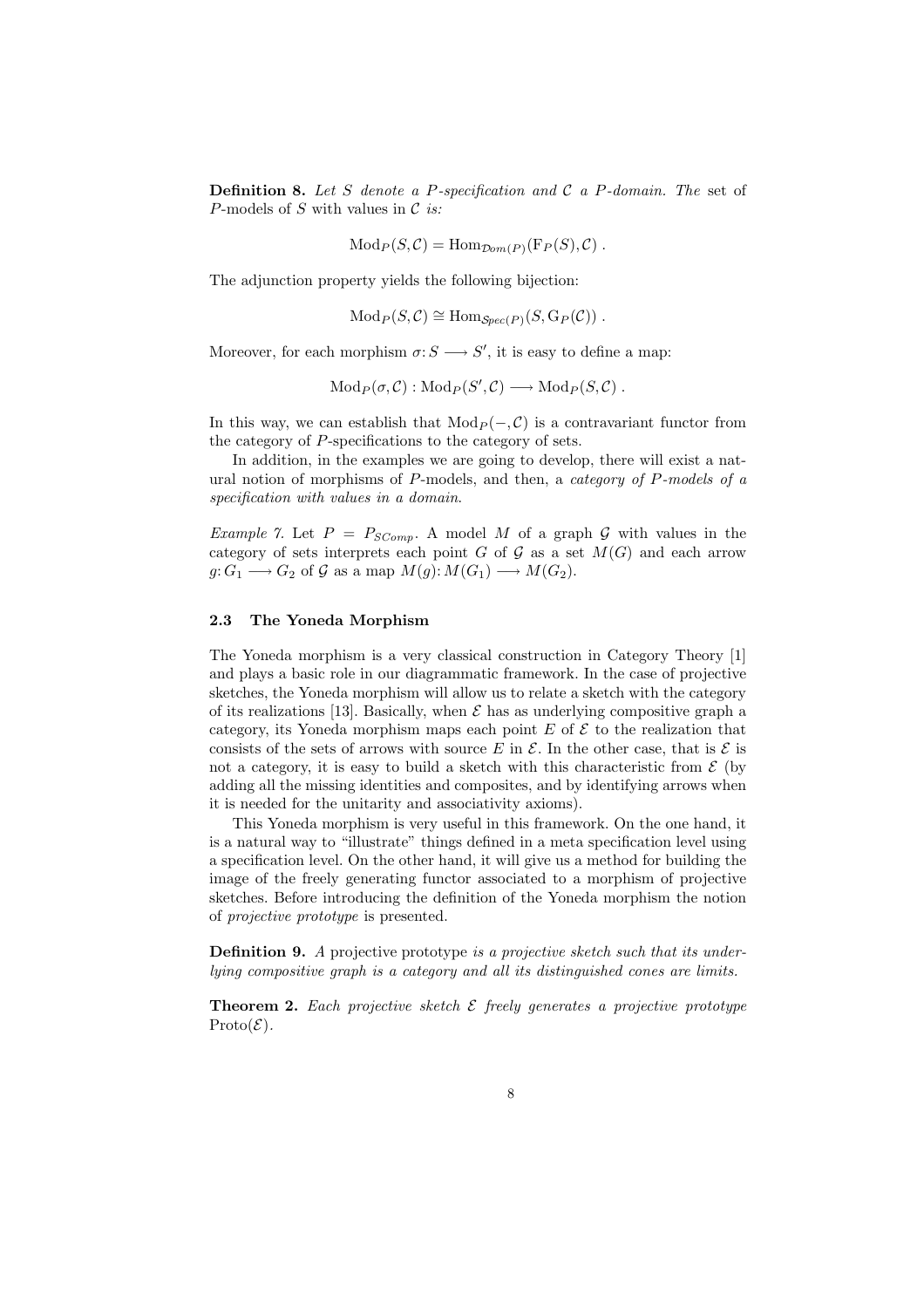**Definition 8.** *Let $S$ denote a $P$-specification and $\mathcal{C}$ a $P$-domain. The* set of $P$-models of $S$ with values in $\mathcal{C}$ *is:*

$$\mathrm{Mod}_P(S, \mathcal{C}) = \mathrm{Hom}_{\mathcal{D}om(P)}(\mathrm{F}_P(S), \mathcal{C}) \ .$$

The adjunction property yields the following bijection:

$$\mathrm{Mod}_P(S, \mathcal{C}) \cong \mathrm{Hom}_{\mathcal{S}pec(P)}(S, \mathrm{G}_P(\mathcal{C})) \ .$$

Moreover, for each morphism $\sigma\colon S \longrightarrow S'$, it is easy to define a map:

$$\mathrm{Mod}_P(\sigma, \mathcal{C}) : \mathrm{Mod}_P(S', \mathcal{C}) \longrightarrow \mathrm{Mod}_P(S, \mathcal{C}) \ .$$

In this way, we can establish that $\mathrm{Mod}_P(-, \mathcal{C})$ is a contravariant functor from the category of $P$-specifications to the category of sets.

In addition, in the examples we are going to develop, there will exist a natural notion of morphisms of $P$-models, and then, a *category of $P$-models of a specification with values in a domain*.

*Example 7.* Let $P = P_{SComp}$. A model $M$ of a graph $\mathcal{G}$ with values in the category of sets interprets each point $G$ of $\mathcal{G}$ as a set $M(G)$ and each arrow $g\colon G_1 \longrightarrow G_2$ of $\mathcal{G}$ as a map $M(g)\colon M(G_1) \longrightarrow M(G_2)$.

### 2.3 The Yoneda Morphism

The Yoneda morphism is a very classical construction in Category Theory [1] and plays a basic role in our diagrammatic framework. In the case of projective sketches, the Yoneda morphism will allow us to relate a sketch with the category of its realizations [13]. Basically, when $\mathcal{E}$ has as underlying compositive graph a category, its Yoneda morphism maps each point $E$ of $\mathcal{E}$ to the realization that consists of the sets of arrows with source $E$ in $\mathcal{E}$. In the other case, that is $\mathcal{E}$ is not a category, it is easy to build a sketch with this characteristic from $\mathcal{E}$ (by adding all the missing identities and composites, and by identifying arrows when it is needed for the unitarity and associativity axioms).

This Yoneda morphism is very useful in this framework. On the one hand, it is a natural way to "illustrate" things defined in a meta specification level using a specification level. On the other hand, it will give us a method for building the image of the freely generating functor associated to a morphism of projective sketches. Before introducing the definition of the Yoneda morphism the notion of *projective prototype* is presented.

**Definition 9.** *A* projective prototype *is a projective sketch such that its underlying compositive graph is a category and all its distinguished cones are limits.*

**Theorem 2.** *Each projective sketch $\mathcal{E}$ freely generates a projective prototype $\mathrm{Proto}(\mathcal{E})$.*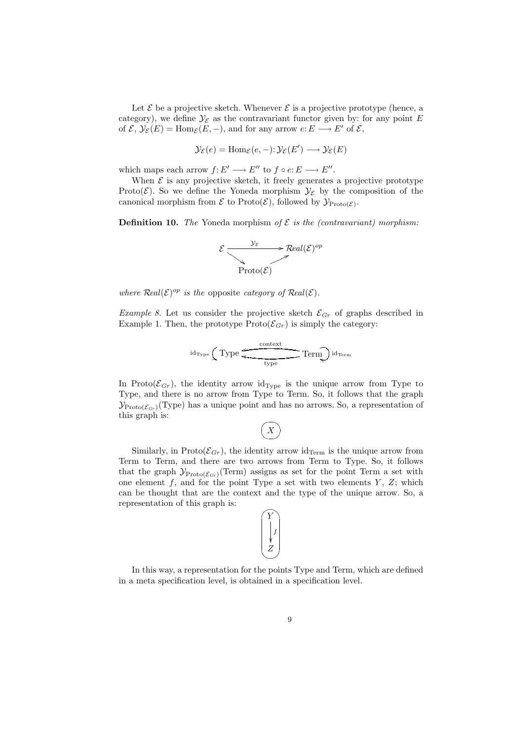Let $\mathcal{E}$ be a projective sketch. Whenever $\mathcal{E}$ is a projective prototype (hence, a category), we define $\mathcal{Y}_\mathcal{E}$ as the contravariant functor given by: for any point $E$ of $\mathcal{E}$, $\mathcal{Y}_\mathcal{E}(E) = \mathrm{Hom}_\mathcal{E}(E, -)$, and for any arrow $e: E \longrightarrow E'$ of $\mathcal{E}$,

$$\mathcal{Y}_\mathcal{E}(e) = \mathrm{Hom}_\mathcal{E}(e, -): \mathcal{Y}_\mathcal{E}(E') \longrightarrow \mathcal{Y}_\mathcal{E}(E)$$

which maps each arrow $f: E' \longrightarrow E''$ to $f \circ e: E \longrightarrow E''$.

When $\mathcal{E}$ is any projective sketch, it freely generates a projective prototype $\mathrm{Proto}(\mathcal{E})$. So we define the Yoneda morphism $\mathcal{Y}_\mathcal{E}$ by the composition of the canonical morphism from $\mathcal{E}$ to $\mathrm{Proto}(\mathcal{E})$, followed by $\mathcal{Y}_{\mathrm{Proto}(\mathcal{E})}$.

**Definition 10.** *The* Yoneda morphism *of $\mathcal{E}$ is the (contravariant) morphism:*

$$\begin{array}{ccc} \mathcal{E} & \xrightarrow{\quad \mathcal{Y}_\mathcal{E} \quad} & \mathcal{R}eal(\mathcal{E})^{op} \\ & \searrow \quad \nearrow & \\ & \mathrm{Proto}(\mathcal{E}) & \end{array}$$

*where $\mathcal{R}eal(\mathcal{E})^{op}$ is the* opposite *category of $\mathcal{R}eal(\mathcal{E})$.*

*Example 8.* Let us consider the projective sketch $\mathcal{E}_{Gr}$ of graphs described in Example 1. Then, the prototype $\mathrm{Proto}(\mathcal{E}_{Gr})$ is simply the category:

$$\mathrm{id}_{\mathrm{Type}} \circlearrowleft \mathrm{Type} \underset{\mathrm{type}}{\overset{\mathrm{context}}{\leftleftarrows}} \mathrm{Term} \circlearrowright \mathrm{id}_{\mathrm{Term}}$$

In $\mathrm{Proto}(\mathcal{E}_{Gr})$, the identity arrow $\mathrm{id}_{\mathrm{Type}}$ is the unique arrow from Type to Type, and there is no arrow from Type to Term. So, it follows that the graph $\mathcal{Y}_{\mathrm{Proto}(\mathcal{E}_{Gr})}(\mathrm{Type})$ has a unique point and has no arrows. So, a representation of this graph is:

$$( X )$$

Similarly, in $\mathrm{Proto}(\mathcal{E}_{Gr})$, the identity arrow $\mathrm{id}_{\mathrm{Term}}$ is the unique arrow from Term to Term, and there are two arrows from Term to Type. So, it follows that the graph $\mathcal{Y}_{\mathrm{Proto}(\mathcal{E}_{Gr})}(\mathrm{Term})$ assigns as set for the point Term a set with one element $f$, and for the point Type a set with two elements $Y$, $Z$; which can be thought that are the context and the type of the unique arrow. So, a representation of this graph is:

$$\left( \begin{array}{c} Y \\ \downarrow f \\ Z \end{array} \right)$$

In this way, a representation for the points Type and Term, which are defined in a meta specification level, is obtained in a specification level.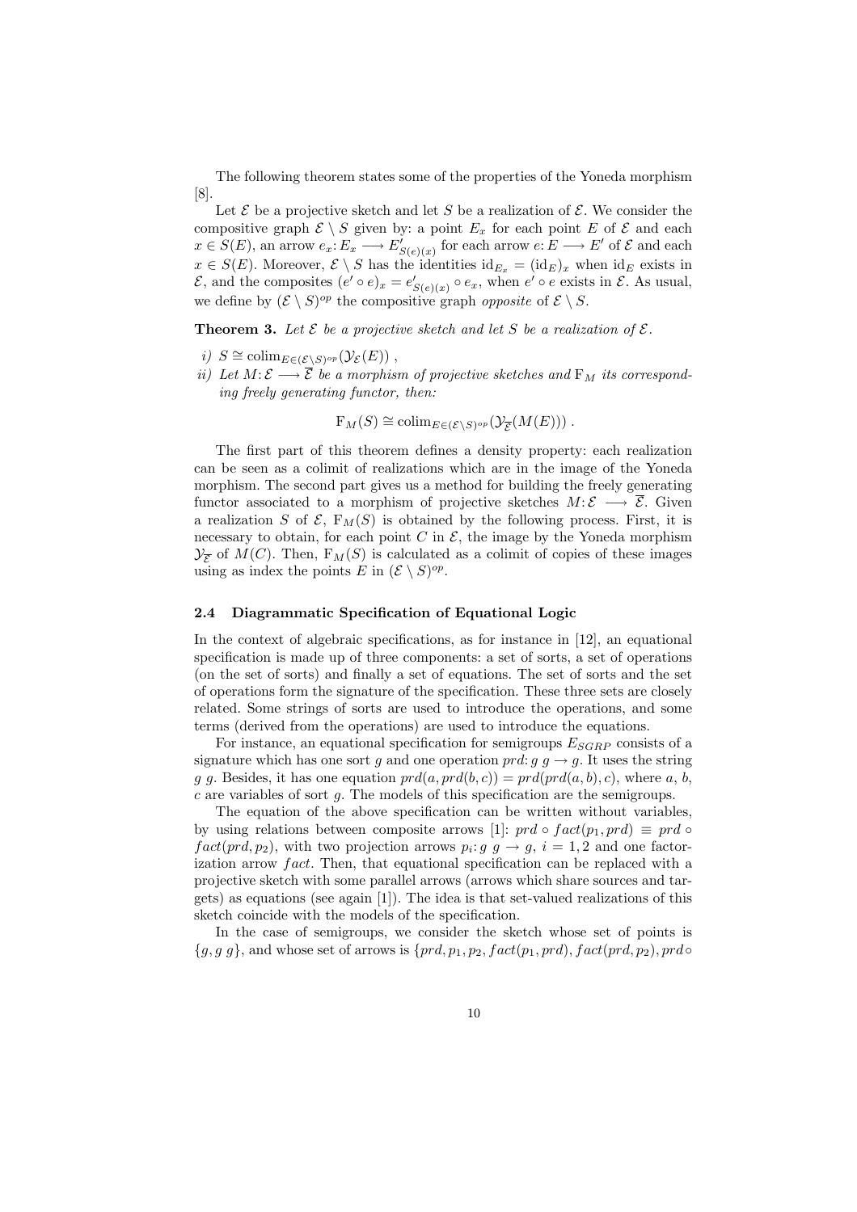The following theorem states some of the properties of the Yoneda morphism [8].

Let $\mathcal{E}$ be a projective sketch and let $S$ be a realization of $\mathcal{E}$. We consider the compositive graph $\mathcal{E} \setminus S$ given by: a point $E_x$ for each point $E$ of $\mathcal{E}$ and each $x \in S(E)$, an arrow $e_x \colon E_x \longrightarrow E'_{S(e)(x)}$ for each arrow $e \colon E \longrightarrow E'$ of $\mathcal{E}$ and each $x \in S(E)$. Moreover, $\mathcal{E} \setminus S$ has the identities $\mathrm{id}_{E_x} = (\mathrm{id}_E)_x$ when $\mathrm{id}_E$ exists in $\mathcal{E}$, and the composites $(e' \circ e)_x = e'_{S(e)(x)} \circ e_x$, when $e' \circ e$ exists in $\mathcal{E}$. As usual, we define by $(\mathcal{E} \setminus S)^{op}$ the compositive graph *opposite* of $\mathcal{E} \setminus S$.

**Theorem 3.** *Let $\mathcal{E}$ be a projective sketch and let $S$ be a realization of $\mathcal{E}$.*

*i) $S \cong \mathrm{colim}_{E \in (\mathcal{E} \setminus S)^{op}}(\mathcal{Y}_{\mathcal{E}}(E))$ ,*

*ii) Let $M \colon \mathcal{E} \longrightarrow \overline{\mathcal{E}}$ be a morphism of projective sketches and $\mathrm{F}_M$ its corresponding freely generating functor, then:*

$$\mathrm{F}_M(S) \cong \mathrm{colim}_{E \in (\mathcal{E} \setminus S)^{op}}(\mathcal{Y}_{\overline{\mathcal{E}}}(M(E))) .$$

The first part of this theorem defines a density property: each realization can be seen as a colimit of realizations which are in the image of the Yoneda morphism. The second part gives us a method for building the freely generating functor associated to a morphism of projective sketches $M \colon \mathcal{E} \longrightarrow \overline{\mathcal{E}}$. Given a realization $S$ of $\mathcal{E}$, $\mathrm{F}_M(S)$ is obtained by the following process. First, it is necessary to obtain, for each point $C$ in $\mathcal{E}$, the image by the Yoneda morphism $\mathcal{Y}_{\overline{\mathcal{E}}}$ of $M(C)$. Then, $\mathrm{F}_M(S)$ is calculated as a colimit of copies of these images using as index the points $E$ in $(\mathcal{E} \setminus S)^{op}$.

### 2.4 Diagrammatic Specification of Equational Logic

In the context of algebraic specifications, as for instance in [12], an equational specification is made up of three components: a set of sorts, a set of operations (on the set of sorts) and finally a set of equations. The set of sorts and the set of operations form the signature of the specification. These three sets are closely related. Some strings of sorts are used to introduce the operations, and some terms (derived from the operations) are used to introduce the equations.

For instance, an equational specification for semigroups $E_{SGRP}$ consists of a signature which has one sort $g$ and one operation $prd \colon g\ g \rightarrow g$. It uses the string $g\ g$. Besides, it has one equation $prd(a, prd(b, c)) = prd(prd(a, b), c)$, where $a$, $b$, $c$ are variables of sort $g$. The models of this specification are the semigroups.

The equation of the above specification can be written without variables, by using relations between composite arrows [1]: $prd \circ fact(p_1, prd) \equiv prd \circ fact(prd, p_2)$, with two projection arrows $p_i \colon g\ g \rightarrow g$, $i = 1, 2$ and one factorization arrow $fact$. Then, that equational specification can be replaced with a projective sketch with some parallel arrows (arrows which share sources and targets) as equations (see again [1]). The idea is that set-valued realizations of this sketch coincide with the models of the specification.

In the case of semigroups, we consider the sketch whose set of points is $\{g, g\ g\}$, and whose set of arrows is $\{prd, p_1, p_2, fact(p_1, prd), fact(prd, p_2), prd \circ$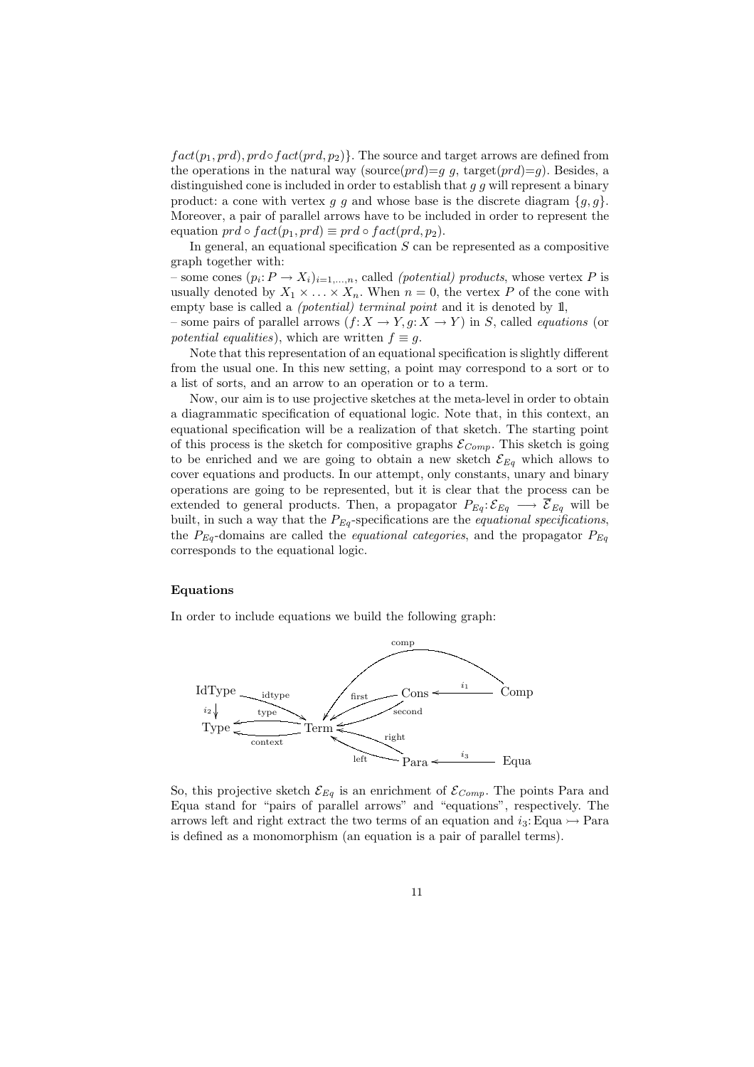$fact(p_1, prd), prd \circ fact(prd, p_2)\}$. The source and target arrows are defined from the operations in the natural way (source($prd$)=$g\ g$, target($prd$)=$g$). Besides, a distinguished cone is included in order to establish that $g\ g$ will represent a binary product: a cone with vertex $g\ g$ and whose base is the discrete diagram $\{g, g\}$. Moreover, a pair of parallel arrows have to be included in order to represent the equation $prd \circ fact(p_1, prd) \equiv prd \circ fact(prd, p_2)$.

In general, an equational specification $S$ can be represented as a compositive graph together with:

– some cones $(p_i: P \to X_i)_{i=1,\ldots,n}$, called *(potential) products*, whose vertex $P$ is usually denoted by $X_1 \times \ldots \times X_n$. When $n = 0$, the vertex $P$ of the cone with empty base is called a *(potential) terminal point* and it is denoted by $\mathbb{1}$,

– some pairs of parallel arrows $(f: X \to Y, g: X \to Y)$ in $S$, called *equations* (or *potential equalities*), which are written $f \equiv g$.

Note that this representation of an equational specification is slightly different from the usual one. In this new setting, a point may correspond to a sort or to a list of sorts, and an arrow to an operation or to a term.

Now, our aim is to use projective sketches at the meta-level in order to obtain a diagrammatic specification of equational logic. Note that, in this context, an equational specification will be a realization of that sketch. The starting point of this process is the sketch for compositive graphs $\mathcal{E}_{Comp}$. This sketch is going to be enriched and we are going to obtain a new sketch $\mathcal{E}_{Eq}$ which allows to cover equations and products. In our attempt, only constants, unary and binary operations are going to be represented, but it is clear that the process can be extended to general products. Then, a propagator $P_{Eq}: \mathcal{E}_{Eq} \longrightarrow \overline{\mathcal{E}}_{Eq}$ will be built, in such a way that the $P_{Eq}$-specifications are the *equational specifications*, the $P_{Eq}$-domains are called the *equational categories*, and the propagator $P_{Eq}$ corresponds to the equational logic.

### Equations

In order to include equations we build the following graph:

So, this projective sketch $\mathcal{E}_{Eq}$ is an enrichment of $\mathcal{E}_{Comp}$. The points Para and Equa stand for "pairs of parallel arrows" and "equations", respectively. The arrows left and right extract the two terms of an equation and $i_3$: Equa $\rightarrowtail$ Para is defined as a monomorphism (an equation is a pair of parallel terms).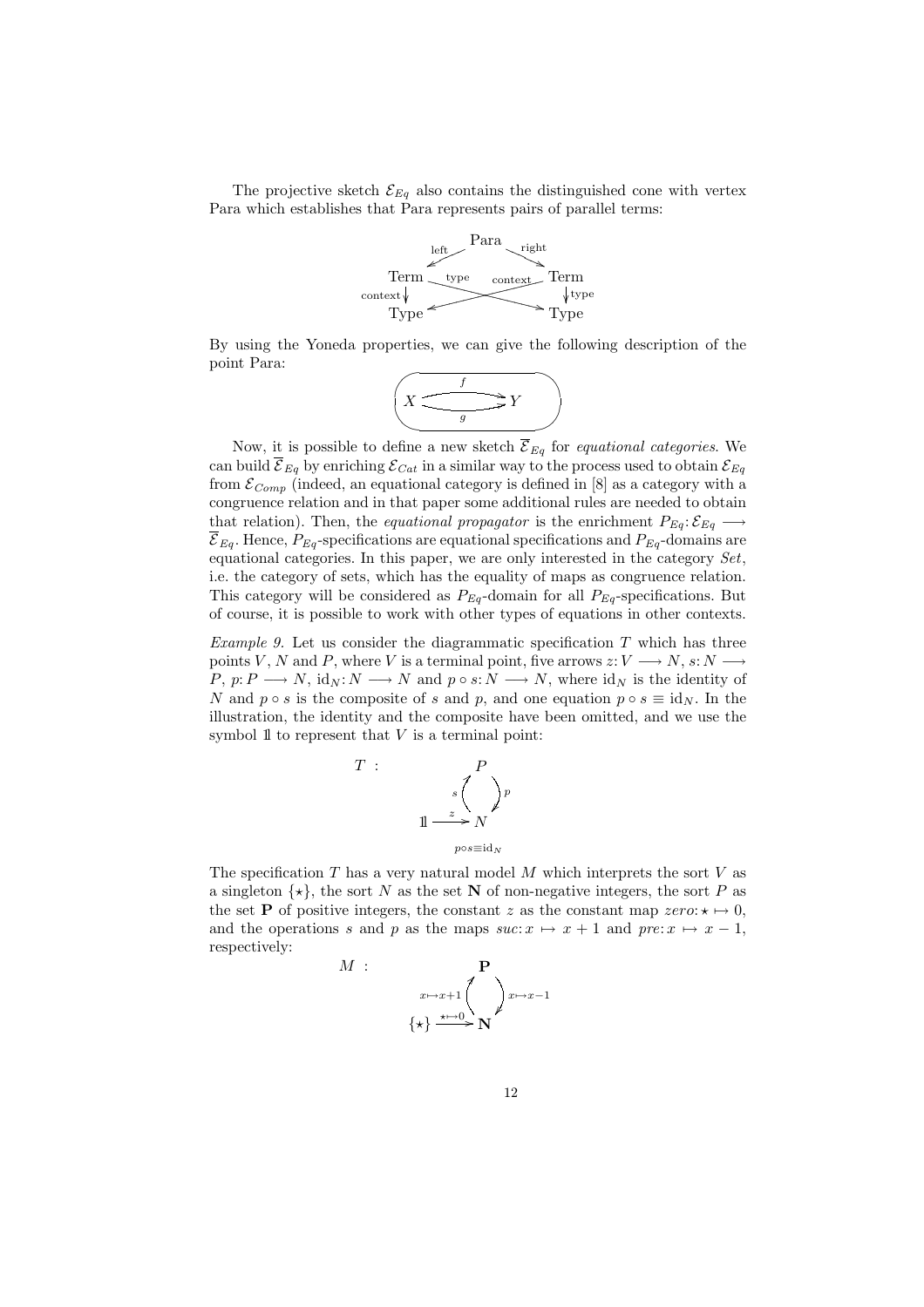The projective sketch $\mathcal{E}_{Eq}$ also contains the distinguished cone with vertex Para which establishes that Para represents pairs of parallel terms:

$$\begin{array}{ccc} & \text{Para} & \\ \swarrow^{\text{left}} & & \searrow^{\text{right}} \\ \text{Term} & & \text{Term} \\ \downarrow^{\text{context}} & \overset{\text{type}}{\searrow} \; \overset{\text{context}}{\swarrow} & \downarrow^{\text{type}} \\ \text{Type} & & \text{Type} \end{array}$$

By using the Yoneda properties, we can give the following description of the point Para:

$$X \overset{f}{\underset{g}{\rightrightarrows}} Y$$

Now, it is possible to define a new sketch $\overline{\mathcal{E}}_{Eq}$ for *equational categories*. We can build $\overline{\mathcal{E}}_{Eq}$ by enriching $\mathcal{E}_{Cat}$ in a similar way to the process used to obtain $\mathcal{E}_{Eq}$ from $\mathcal{E}_{Comp}$ (indeed, an equational category is defined in [8] as a category with a congruence relation and in that paper some additional rules are needed to obtain that relation). Then, the *equational propagator* is the enrichment $P_{Eq}: \mathcal{E}_{Eq} \longrightarrow \overline{\mathcal{E}}_{Eq}$. Hence, $P_{Eq}$-specifications are equational specifications and $P_{Eq}$-domains are equational categories. In this paper, we are only interested in the category *Set*, i.e. the category of sets, which has the equality of maps as congruence relation. This category will be considered as $P_{Eq}$-domain for all $P_{Eq}$-specifications. But of course, it is possible to work with other types of equations in other contexts.

*Example 9.* Let us consider the diagrammatic specification $T$ which has three points $V$, $N$ and $P$, where $V$ is a terminal point, five arrows $z: V \longrightarrow N$, $s: N \longrightarrow P$, $p: P \longrightarrow N$, $\mathrm{id}_N: N \longrightarrow N$ and $p \circ s: N \longrightarrow N$, where $\mathrm{id}_N$ is the identity of $N$ and $p \circ s$ is the composite of $s$ and $p$, and one equation $p \circ s \equiv \mathrm{id}_N$. In the illustration, the identity and the composite have been omitted, and we use the symbol $\mathbb{1}$ to represent that $V$ is a terminal point:

$$T : \quad \mathbb{1} \xrightarrow{z} N, \quad N \xrightarrow{s} P, \quad P \xrightarrow{p} N, \qquad p \circ s \equiv \mathrm{id}_N$$

The specification $T$ has a very natural model $M$ which interprets the sort $V$ as a singleton $\{\star\}$, the sort $N$ as the set $\mathbf{N}$ of non-negative integers, the sort $P$ as the set $\mathbf{P}$ of positive integers, the constant $z$ as the constant map $zero: \star \mapsto 0$, and the operations $s$ and $p$ as the maps $suc: x \mapsto x + 1$ and $pre: x \mapsto x - 1$, respectively:

$$M : \quad \{\star\} \xrightarrow{\star \mapsto 0} \mathbf{N}, \quad \mathbf{N} \xrightarrow{x \mapsto x+1} \mathbf{P}, \quad \mathbf{P} \xrightarrow{x \mapsto x-1} \mathbf{N}$$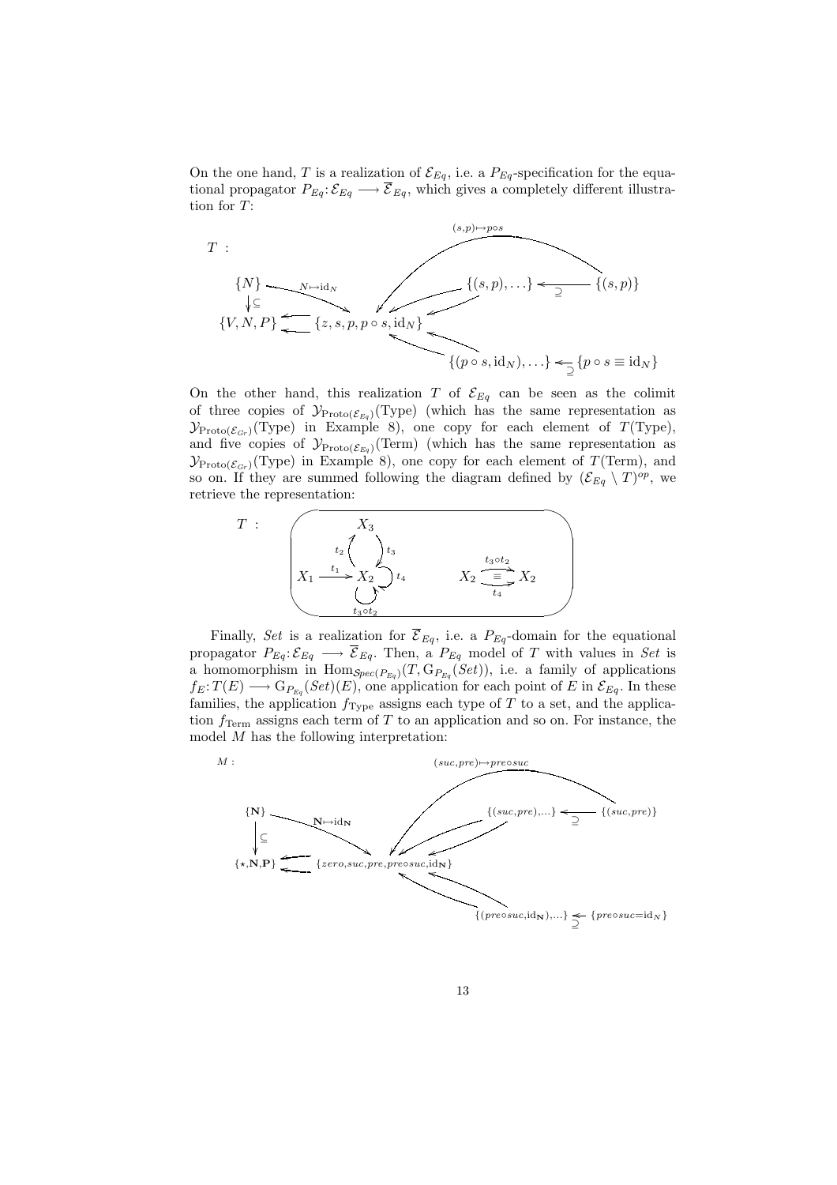On the one hand, $T$ is a realization of $\mathcal{E}_{Eq}$, i.e. a $P_{Eq}$-specification for the equational propagator $P_{Eq}\colon \mathcal{E}_{Eq} \longrightarrow \overline{\mathcal{E}}_{Eq}$, which gives a completely different illustration for $T$:

$T$ :

$\{N\}$ $\xrightarrow{N \mapsto \mathrm{id}_N}$ $\{z, s, p, p \circ s, \mathrm{id}_N\}$ $\xleftarrow{(s,p) \mapsto p \circ s}$ $\{(s,p)\}$

$\{N\} \subseteq \{V, N, P\}$ $\leftleftarrows$ $\{z, s, p, p \circ s, \mathrm{id}_N\}$ $\leftleftarrows$ $\{(s,p), \ldots\} \supseteq \{(s,p)\}$

$\{(p \circ s, \mathrm{id}_N), \ldots\} \supseteq \{p \circ s \equiv \mathrm{id}_N\}$

On the other hand, this realization $T$ of $\mathcal{E}_{Eq}$ can be seen as the colimit of three copies of $\mathcal{Y}_{\mathrm{Proto}(\mathcal{E}_{Eq})}(\mathrm{Type})$ (which has the same representation as $\mathcal{Y}_{\mathrm{Proto}(\mathcal{E}_{Gr})}(\mathrm{Type})$ in Example 8), one copy for each element of $T(\mathrm{Type})$, and five copies of $\mathcal{Y}_{\mathrm{Proto}(\mathcal{E}_{Eq})}(\mathrm{Term})$ (which has the same representation as $\mathcal{Y}_{\mathrm{Proto}(\mathcal{E}_{Gr})}(\mathrm{Type})$ in Example 8), one copy for each element of $T(\mathrm{Term})$, and so on. If they are summed following the diagram defined by $(\mathcal{E}_{Eq} \setminus T)^{op}$, we retrieve the representation:

$T$ : $X_1 \xrightarrow{t_1} X_2$, $X_2 \xrightarrow{t_2} X_3$, $X_3 \xrightarrow{t_3} X_2$, $X_2 \xrightarrow{t_4} X_2$, $X_2 \xrightarrow{t_3 \circ t_2} X_2$; $\quad X_2 \overset{t_3 \circ t_2}{\underset{t_4}{\rightrightarrows}} X_2$ with $\equiv$

Finally, *Set* is a realization for $\overline{\mathcal{E}}_{Eq}$, i.e. a $P_{Eq}$-domain for the equational propagator $P_{Eq}\colon \mathcal{E}_{Eq} \longrightarrow \overline{\mathcal{E}}_{Eq}$. Then, a $P_{Eq}$ model of $T$ with values in *Set* is a homomorphism in $\mathrm{Hom}_{\mathcal{S}pec(P_{Eq})}(T, \mathrm{G}_{P_{Eq}}(Set))$, i.e. a family of applications $f_E\colon T(E) \longrightarrow \mathrm{G}_{P_{Eq}}(Set)(E)$, one application for each point of $E$ in $\mathcal{E}_{Eq}$. In these families, the application $f_{\mathrm{Type}}$ assigns each type of $T$ to a set, and the application $f_{\mathrm{Term}}$ assigns each term of $T$ to an application and so on. For instance, the model $M$ has the following interpretation:

$M$ :

$\{\mathbf{N}\}$ $\xrightarrow{\mathbf{N} \mapsto \mathrm{id}_{\mathbf{N}}}$ $\{zero, suc, pre, pre \circ suc, \mathrm{id}_{\mathbf{N}}\}$ $\xleftarrow{(suc, pre) \mapsto pre \circ suc}$ $\{(suc, pre)\}$

$\{\mathbf{N}\} \subseteq \{\star, \mathbf{N}, \mathbf{P}\}$ $\leftleftarrows$ $\{zero, suc, pre, pre \circ suc, \mathrm{id}_{\mathbf{N}}\}$ $\leftleftarrows$ $\{(suc, pre), \ldots\} \supseteq \{(suc, pre)\}$

$\{(pre \circ suc, \mathrm{id}_{\mathbf{N}}), \ldots\} \supseteq \{pre \circ suc = \mathrm{id}_N\}$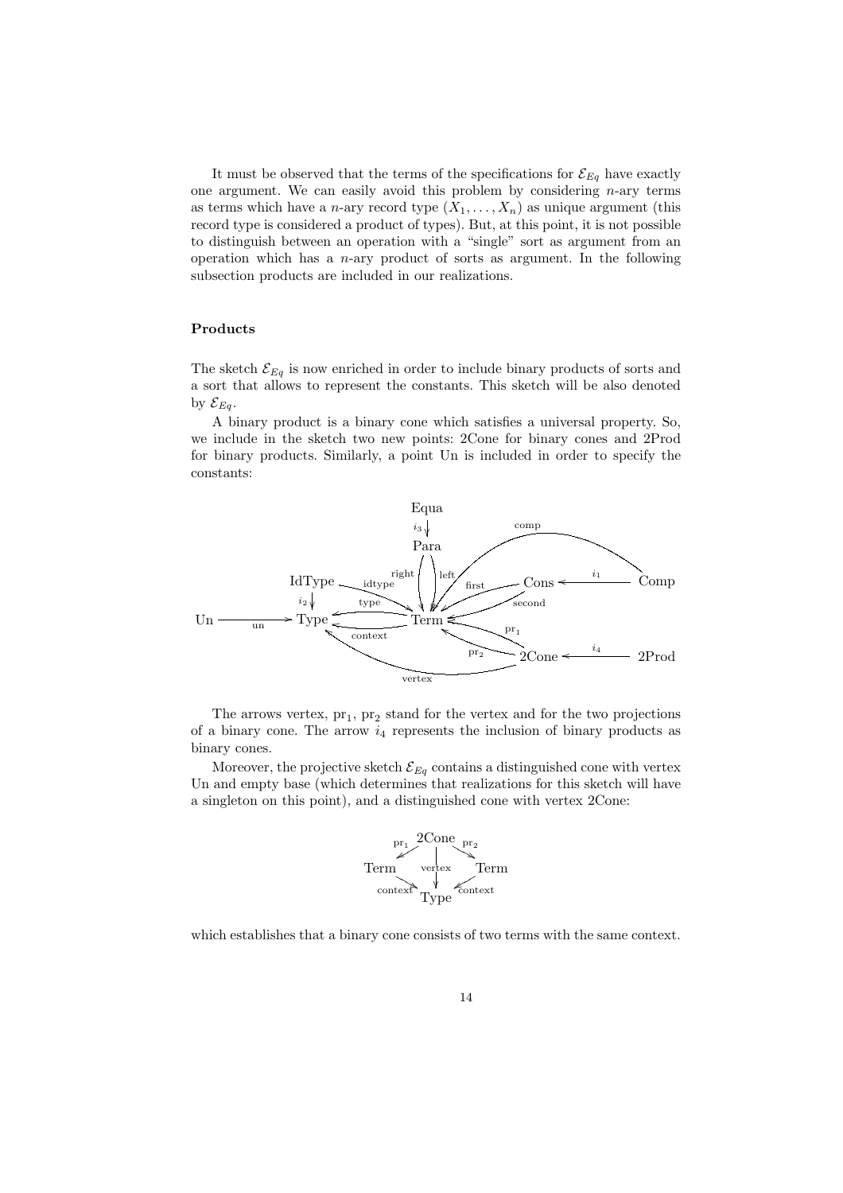It must be observed that the terms of the specifications for $\mathcal{E}_{Eq}$ have exactly one argument. We can easily avoid this problem by considering $n$-ary terms as terms which have a $n$-ary record type $(X_1, \ldots, X_n)$ as unique argument (this record type is considered a product of types). But, at this point, it is not possible to distinguish between an operation with a "single" sort as argument from an operation which has a $n$-ary product of sorts as argument. In the following subsection products are included in our realizations.

### Products

The sketch $\mathcal{E}_{Eq}$ is now enriched in order to include binary products of sorts and a sort that allows to represent the constants. This sketch will be also denoted by $\mathcal{E}_{Eq}$.

A binary product is a binary cone which satisfies a universal property. So, we include in the sketch two new points: 2Cone for binary cones and 2Prod for binary products. Similarly, a point Un is included in order to specify the constants:

The arrows vertex, $\mathrm{pr}_1$, $\mathrm{pr}_2$ stand for the vertex and for the two projections of a binary cone. The arrow $i_4$ represents the inclusion of binary products as binary cones.

Moreover, the projective sketch $\mathcal{E}_{Eq}$ contains a distinguished cone with vertex Un and empty base (which determines that realizations for this sketch will have a singleton on this point), and a distinguished cone with vertex 2Cone:

which establishes that a binary cone consists of two terms with the same context.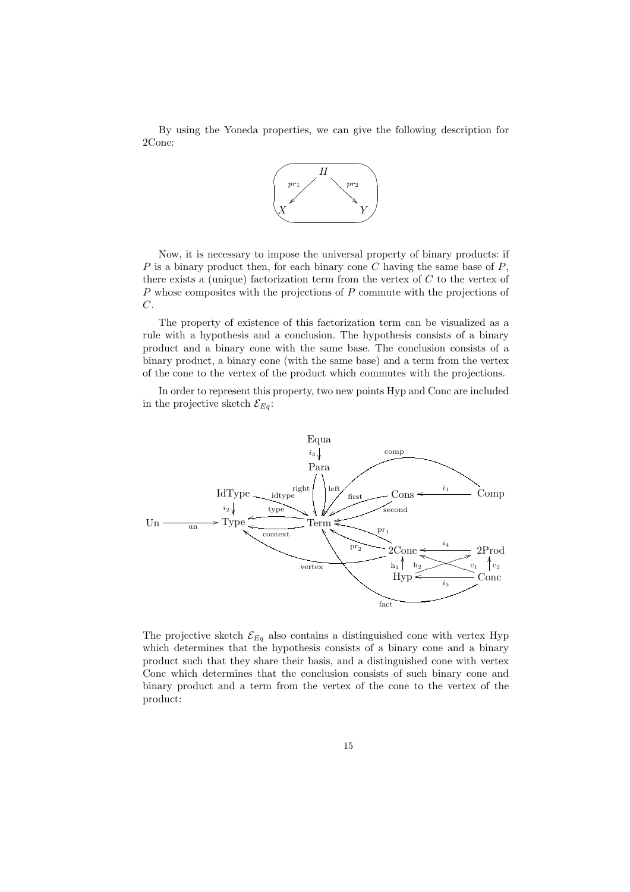By using the Yoneda properties, we can give the following description for 2Cone:

Now, it is necessary to impose the universal property of binary products: if $P$ is a binary product then, for each binary cone $C$ having the same base of $P$, there exists a (unique) factorization term from the vertex of $C$ to the vertex of $P$ whose composites with the projections of $P$ commute with the projections of $C$.

The property of existence of this factorization term can be visualized as a rule with a hypothesis and a conclusion. The hypothesis consists of a binary product and a binary cone with the same base. The conclusion consists of a binary product, a binary cone (with the same base) and a term from the vertex of the cone to the vertex of the product which commutes with the projections.

In order to represent this property, two new points Hyp and Conc are included in the projective sketch $\mathcal{E}_{Eq}$:

The projective sketch $\mathcal{E}_{Eq}$ also contains a distinguished cone with vertex Hyp which determines that the hypothesis consists of a binary cone and a binary product such that they share their basis, and a distinguished cone with vertex Conc which determines that the conclusion consists of such binary cone and binary product and a term from the vertex of the cone to the vertex of the product: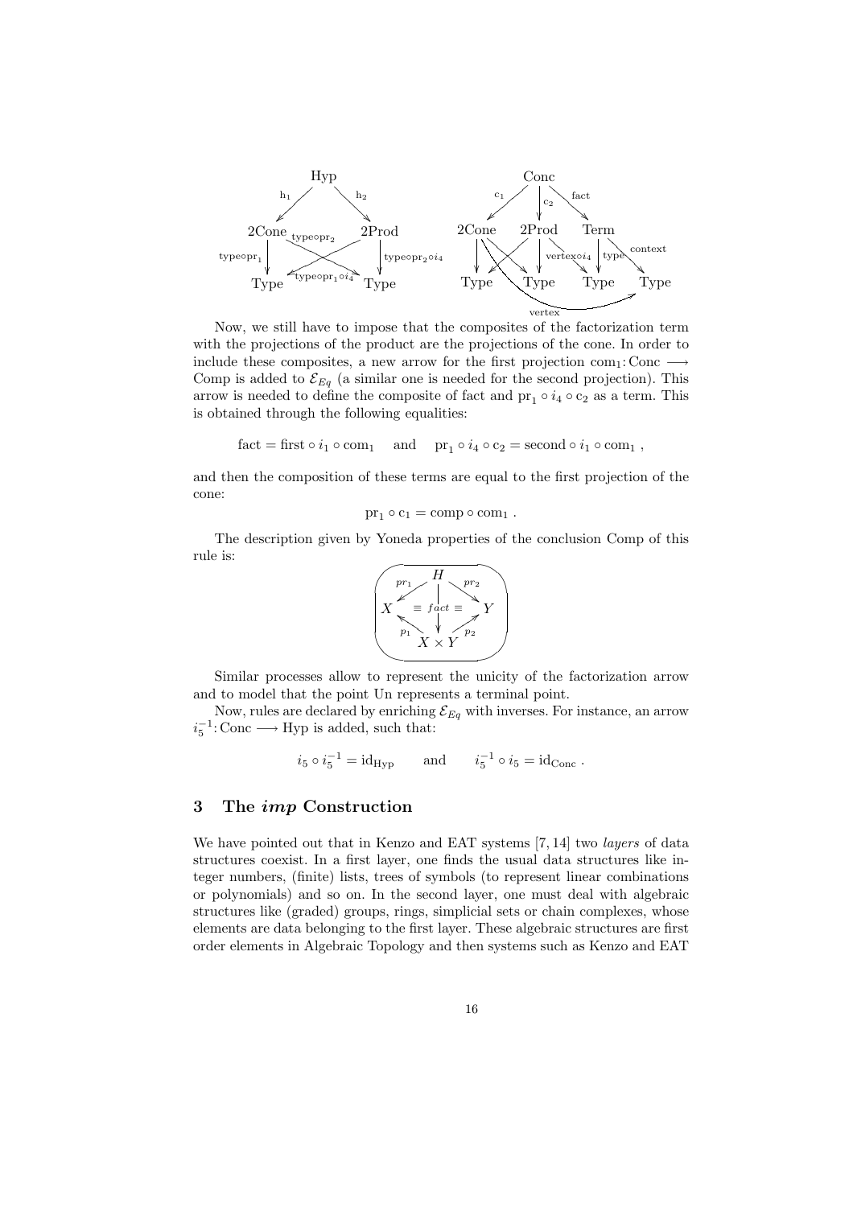Now, we still have to impose that the composites of the factorization term with the projections of the product are the projections of the cone. In order to include these composites, a new arrow for the first projection $\mathrm{com}_1 \colon \mathrm{Conc} \longrightarrow \mathrm{Comp}$ is added to $\mathcal{E}_{Eq}$ (a similar one is needed for the second projection). This arrow is needed to define the composite of fact and $\mathrm{pr}_1 \circ i_4 \circ \mathrm{c}_2$ as a term. This is obtained through the following equalities:

$$\mathrm{fact} = \mathrm{first} \circ i_1 \circ \mathrm{com}_1 \quad \text{and} \quad \mathrm{pr}_1 \circ i_4 \circ \mathrm{c}_2 = \mathrm{second} \circ i_1 \circ \mathrm{com}_1 \;,$$

and then the composition of these terms are equal to the first projection of the cone:

$$\mathrm{pr}_1 \circ \mathrm{c}_1 = \mathrm{comp} \circ \mathrm{com}_1 \;.$$

The description given by Yoneda properties of the conclusion Comp of this rule is:

Similar processes allow to represent the unicity of the factorization arrow and to model that the point Un represents a terminal point.

Now, rules are declared by enriching $\mathcal{E}_{Eq}$ with inverses. For instance, an arrow $i_5^{-1} \colon \mathrm{Conc} \longrightarrow \mathrm{Hyp}$ is added, such that:

$$i_5 \circ i_5^{-1} = \mathrm{id}_{\mathrm{Hyp}} \qquad \text{and} \qquad i_5^{-1} \circ i_5 = \mathrm{id}_{\mathrm{Conc}} \;.$$

## 3 The *imp* Construction

We have pointed out that in Kenzo and EAT systems [7, 14] two *layers* of data structures coexist. In a first layer, one finds the usual data structures like integer numbers, (finite) lists, trees of symbols (to represent linear combinations or polynomials) and so on. In the second layer, one must deal with algebraic structures like (graded) groups, rings, simplicial sets or chain complexes, whose elements are data belonging to the first layer. These algebraic structures are first order elements in Algebraic Topology and then systems such as Kenzo and EAT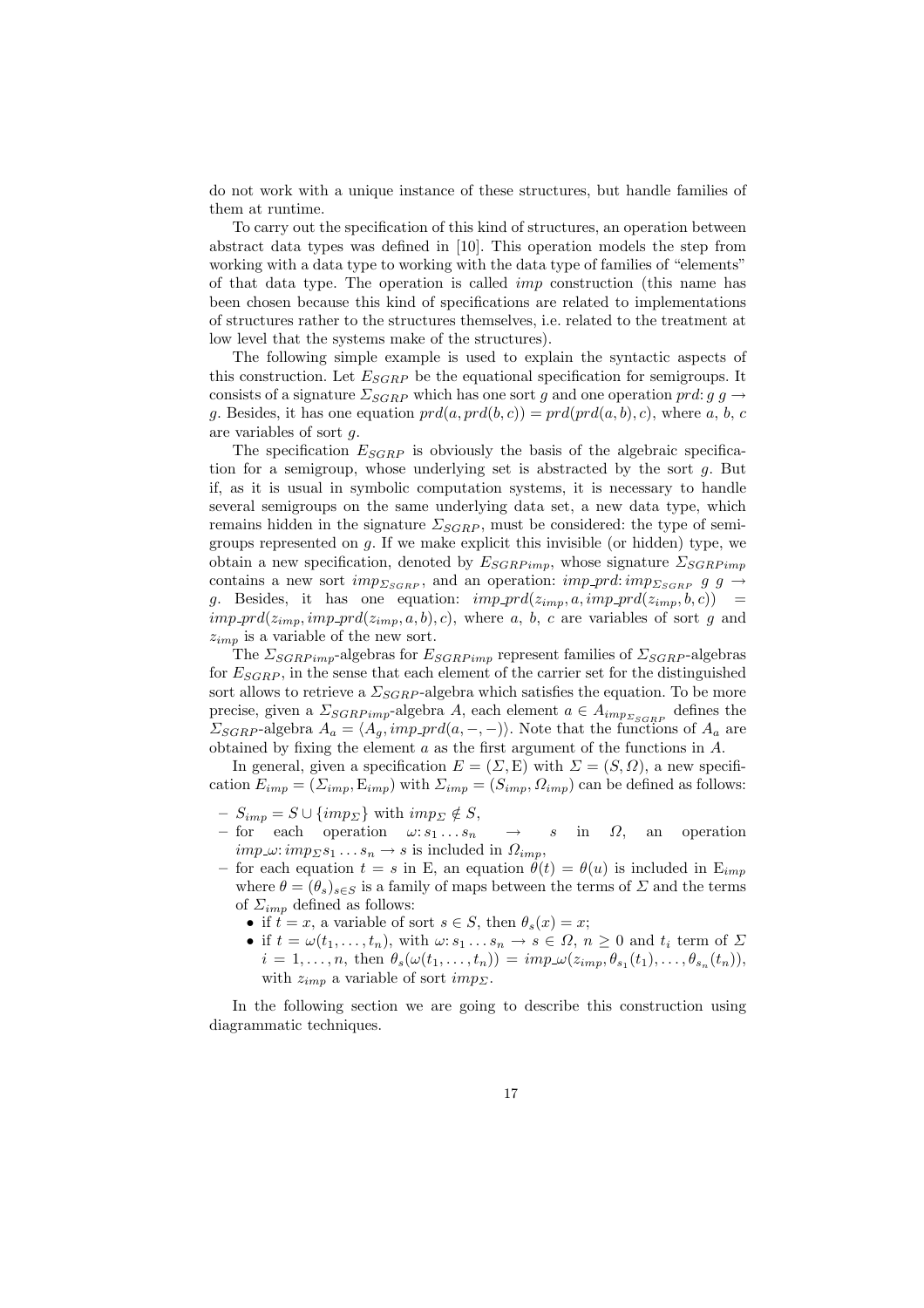do not work with a unique instance of these structures, but handle families of them at runtime.

To carry out the specification of this kind of structures, an operation between abstract data types was defined in [10]. This operation models the step from working with a data type to working with the data type of families of "elements" of that data type. The operation is called *imp* construction (this name has been chosen because this kind of specifications are related to implementations of structures rather to the structures themselves, i.e. related to the treatment at low level that the systems make of the structures).

The following simple example is used to explain the syntactic aspects of this construction. Let $E_{SGRP}$ be the equational specification for semigroups. It consists of a signature $\Sigma_{SGRP}$ which has one sort $g$ and one operation $prd\colon g\ g \rightarrow g$. Besides, it has one equation $prd(a, prd(b, c)) = prd(prd(a, b), c)$, where $a$, $b$, $c$ are variables of sort $g$.

The specification $E_{SGRP}$ is obviously the basis of the algebraic specification for a semigroup, whose underlying set is abstracted by the sort $g$. But if, as it is usual in symbolic computation systems, it is necessary to handle several semigroups on the same underlying data set, a new data type, which remains hidden in the signature $\Sigma_{SGRP}$, must be considered: the type of semigroups represented on $g$. If we make explicit this invisible (or hidden) type, we obtain a new specification, denoted by $E_{SGRPimp}$, whose signature $\Sigma_{SGRPimp}$ contains a new sort $imp_{\Sigma_{SGRP}}$, and an operation: $imp\_prd\colon imp_{\Sigma_{SGRP}}\ g\ g \rightarrow g$. Besides, it has one equation: $imp\_prd(z_{imp}, a, imp\_prd(z_{imp}, b, c)) = imp\_prd(z_{imp}, imp\_prd(z_{imp}, a, b), c)$, where $a$, $b$, $c$ are variables of sort $g$ and $z_{imp}$ is a variable of the new sort.

The $\Sigma_{SGRPimp}$-algebras for $E_{SGRPimp}$ represent families of $\Sigma_{SGRP}$-algebras for $E_{SGRP}$, in the sense that each element of the carrier set for the distinguished sort allows to retrieve a $\Sigma_{SGRP}$-algebra which satisfies the equation. To be more precise, given a $\Sigma_{SGRPimp}$-algebra $A$, each element $a \in A_{imp_{\Sigma_{SGRP}}}$ defines the $\Sigma_{SGRP}$-algebra $A_a = \langle A_g, imp\_prd(a, -, -)\rangle$. Note that the functions of $A_a$ are obtained by fixing the element $a$ as the first argument of the functions in $A$.

In general, given a specification $E = (\Sigma, \mathrm{E})$ with $\Sigma = (S, \Omega)$, a new specification $E_{imp} = (\Sigma_{imp}, \mathrm{E}_{imp})$ with $\Sigma_{imp} = (S_{imp}, \Omega_{imp})$ can be defined as follows:

- $S_{imp} = S \cup \{imp_\Sigma\}$ with $imp_\Sigma \notin S$,
- for each operation $\omega\colon s_1 \ldots s_n \rightarrow s$ in $\Omega$, an operation $imp\_\omega\colon imp_\Sigma s_1 \ldots s_n \rightarrow s$ is included in $\Omega_{imp}$,
- for each equation $t = s$ in E, an equation $\theta(t) = \theta(u)$ is included in $\mathrm{E}_{imp}$ where $\theta = (\theta_s)_{s \in S}$ is a family of maps between the terms of $\Sigma$ and the terms of $\Sigma_{imp}$ defined as follows:
  - if $t = x$, a variable of sort $s \in S$, then $\theta_s(x) = x$;
  - if $t = \omega(t_1, \ldots, t_n)$, with $\omega\colon s_1 \ldots s_n \rightarrow s \in \Omega$, $n \geq 0$ and $t_i$ term of $\Sigma$ $i = 1, \ldots, n$, then $\theta_s(\omega(t_1, \ldots, t_n)) = imp\_\omega(z_{imp}, \theta_{s_1}(t_1), \ldots, \theta_{s_n}(t_n))$, with $z_{imp}$ a variable of sort $imp_\Sigma$.

In the following section we are going to describe this construction using diagrammatic techniques.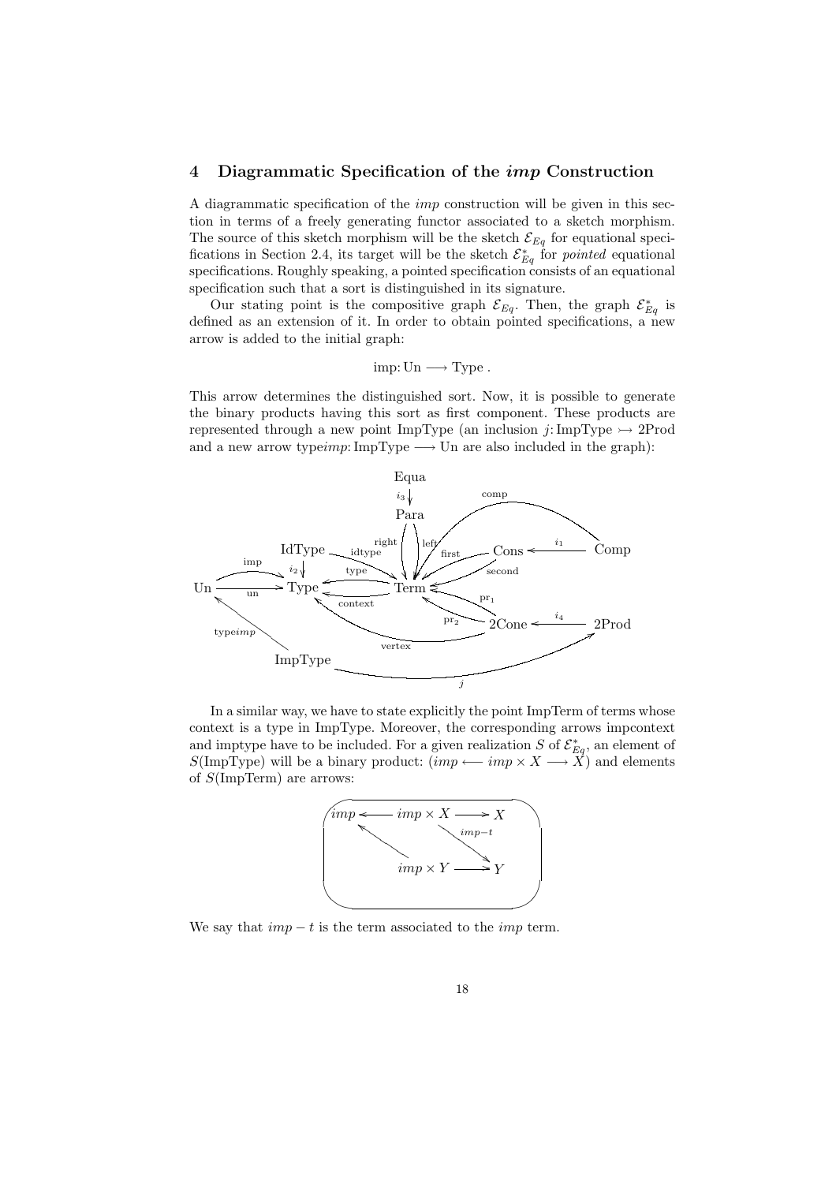## 4 Diagrammatic Specification of the *imp* Construction

A diagrammatic specification of the *imp* construction will be given in this section in terms of a freely generating functor associated to a sketch morphism. The source of this sketch morphism will be the sketch $\mathcal{E}_{Eq}$ for equational specifications in Section 2.4, its target will be the sketch $\mathcal{E}^*_{Eq}$ for *pointed* equational specifications. Roughly speaking, a pointed specification consists of an equational specification such that a sort is distinguished in its signature.

Our stating point is the compositive graph $\mathcal{E}_{Eq}$. Then, the graph $\mathcal{E}^*_{Eq}$ is defined as an extension of it. In order to obtain pointed specifications, a new arrow is added to the initial graph:

$$\text{imp}\colon \text{Un} \longrightarrow \text{Type}\ .$$

This arrow determines the distinguished sort. Now, it is possible to generate the binary products having this sort as first component. These products are represented through a new point ImpType (an inclusion $j\colon \text{ImpType} \rightarrowtail \text{2Prod}$ and a new arrow $\text{type}imp\colon \text{ImpType} \longrightarrow \text{Un}$ are also included in the graph):

In a similar way, we have to state explicitly the point ImpTerm of terms whose context is a type in ImpType. Moreover, the corresponding arrows impcontext and imptype have to be included. For a given realization $S$ of $\mathcal{E}^*_{Eq}$, an element of $S(\text{ImpType})$ will be a binary product: $(imp \longleftarrow imp \times X \longrightarrow X)$ and elements of $S(\text{ImpTerm})$ are arrows:

We say that $imp - t$ is the term associated to the *imp* term.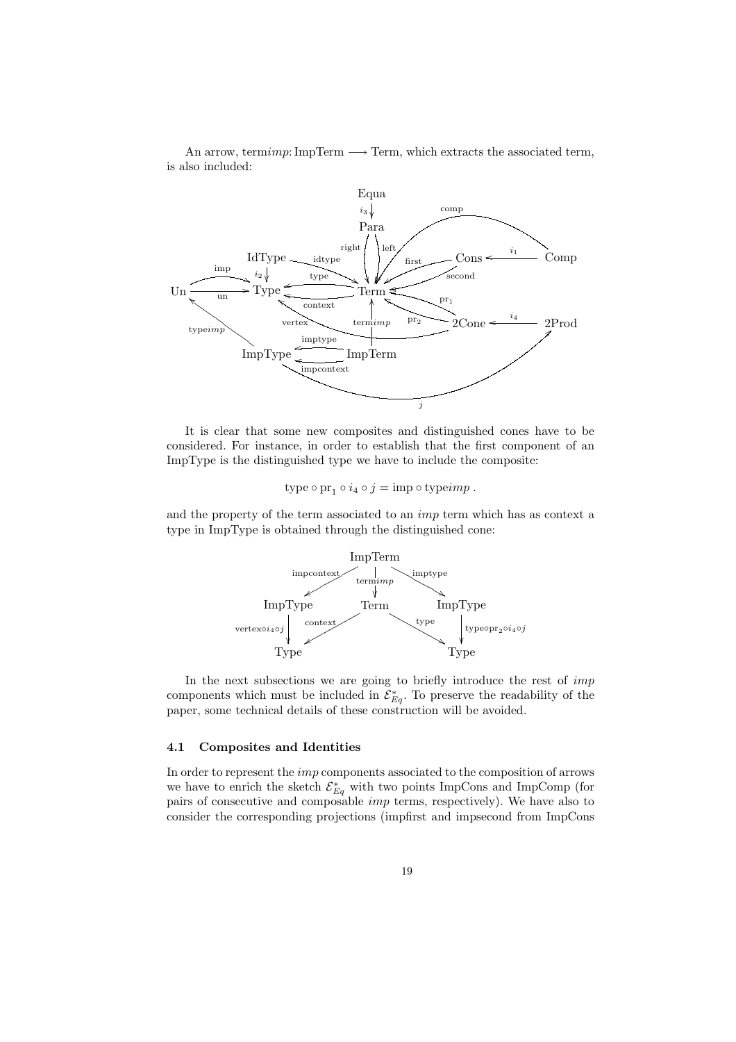An arrow, term$imp$: ImpTerm $\longrightarrow$ Term, which extracts the associated term, is also included:

It is clear that some new composites and distinguished cones have to be considered. For instance, in order to establish that the first component of an ImpType is the distinguished type we have to include the composite:

$$\text{type} \circ \text{pr}_1 \circ i_4 \circ j = \text{imp} \circ \text{type}imp\ .$$

and the property of the term associated to an $imp$ term which has as context a type in ImpType is obtained through the distinguished cone:

In the next subsections we are going to briefly introduce the rest of $imp$ components which must be included in $\mathcal{E}^*_{Eq}$. To preserve the readability of the paper, some technical details of these construction will be avoided.

### 4.1 Composites and Identities

In order to represent the $imp$ components associated to the composition of arrows we have to enrich the sketch $\mathcal{E}^*_{Eq}$ with two points ImpCons and ImpComp (for pairs of consecutive and composable $imp$ terms, respectively). We have also to consider the corresponding projections (impfirst and impsecond from ImpCons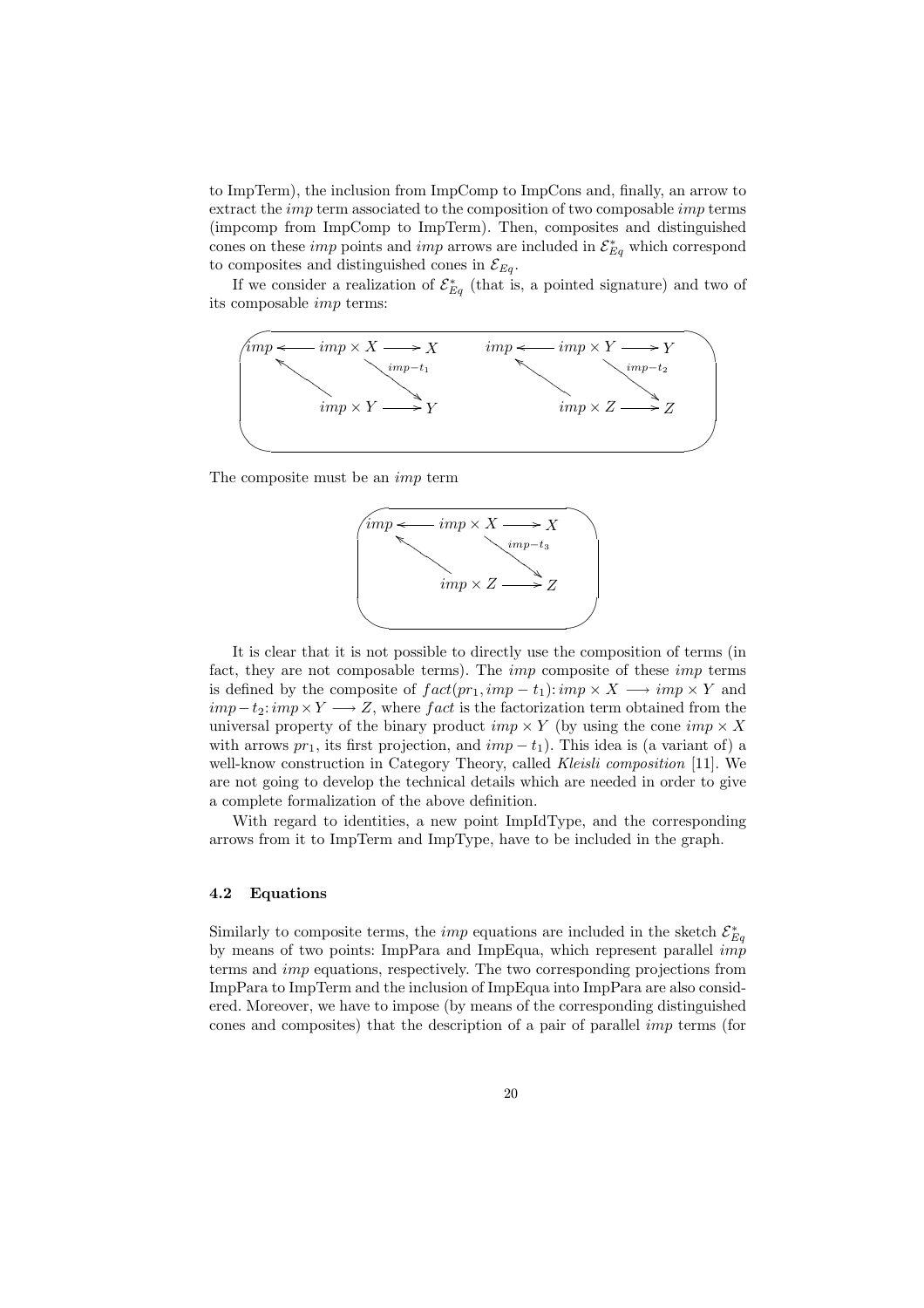to ImpTerm), the inclusion from ImpComp to ImpCons and, finally, an arrow to extract the *imp* term associated to the composition of two composable *imp* terms (impcomp from ImpComp to ImpTerm). Then, composites and distinguished cones on these *imp* points and *imp* arrows are included in $\mathcal{E}^*_{Eq}$ which correspond to composites and distinguished cones in $\mathcal{E}_{Eq}$.

If we consider a realization of $\mathcal{E}^*_{Eq}$ (that is, a pointed signature) and two of its composable *imp* terms:

$$
\left(
\begin{array}{ccccc}
imp & \longleftarrow & imp \times X & \longrightarrow & X \\
 & \nwarrow & & \searrow^{imp-t_1} & \\
 & & imp \times Y & \longrightarrow & Y
\end{array}
\qquad
\begin{array}{ccccc}
imp & \longleftarrow & imp \times Y & \longrightarrow & Y \\
 & \nwarrow & & \searrow^{imp-t_2} & \\
 & & imp \times Z & \longrightarrow & Z
\end{array}
\right)
$$

The composite must be an *imp* term

$$
\left(
\begin{array}{ccccc}
imp & \longleftarrow & imp \times X & \longrightarrow & X \\
 & \nwarrow & & \searrow^{imp-t_3} & \\
 & & imp \times Z & \longrightarrow & Z
\end{array}
\right)
$$

It is clear that it is not possible to directly use the composition of terms (in fact, they are not composable terms). The *imp* composite of these *imp* terms is defined by the composite of $fact(pr_1, imp - t_1)\colon imp \times X \longrightarrow imp \times Y$ and $imp - t_2\colon imp \times Y \longrightarrow Z$, where *fact* is the factorization term obtained from the universal property of the binary product $imp \times Y$ (by using the cone $imp \times X$ with arrows $pr_1$, its first projection, and $imp - t_1$). This idea is (a variant of) a well-know construction in Category Theory, called *Kleisli composition* [11]. We are not going to develop the technical details which are needed in order to give a complete formalization of the above definition.

With regard to identities, a new point ImpIdType, and the corresponding arrows from it to ImpTerm and ImpType, have to be included in the graph.

### 4.2 Equations

Similarly to composite terms, the *imp* equations are included in the sketch $\mathcal{E}^*_{Eq}$ by means of two points: ImpPara and ImpEqua, which represent parallel *imp* terms and *imp* equations, respectively. The two corresponding projections from ImpPara to ImpTerm and the inclusion of ImpEqua into ImpPara are also considered. Moreover, we have to impose (by means of the corresponding distinguished cones and composites) that the description of a pair of parallel *imp* terms (for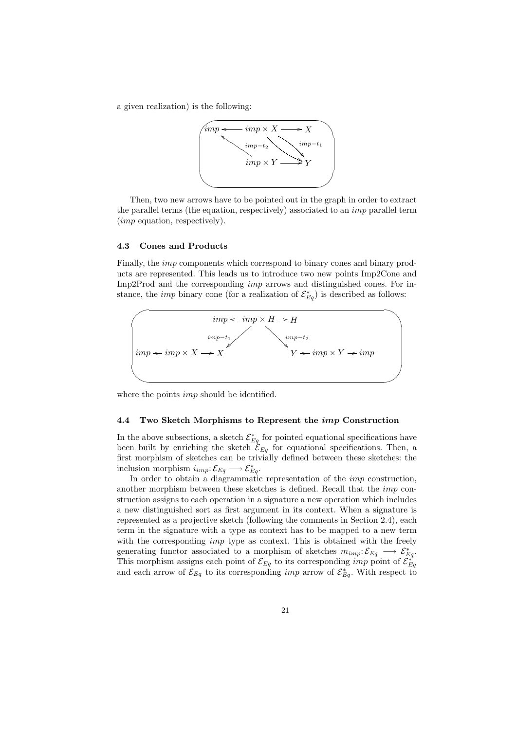a given realization) is the following:

$$
\begin{array}{ccccc}
imp & \longleftarrow & imp \times X & \longrightarrow & X \\
 & \nwarrow^{imp-t_2} & & \searrow^{imp-t_1} & \\
 & & imp \times Y & \longrightarrow & Y
\end{array}
$$

Then, two new arrows have to be pointed out in the graph in order to extract the parallel terms (the equation, respectively) associated to an *imp* parallel term (*imp* equation, respectively).

### 4.3 Cones and Products

Finally, the *imp* components which correspond to binary cones and binary products are represented. This leads us to introduce two new points Imp2Cone and Imp2Prod and the corresponding *imp* arrows and distinguished cones. For instance, the *imp* binary cone (for a realization of $\mathcal{E}^*_{Eq}$) is described as follows:

$$
\begin{array}{ccc}
 & imp \leftarrow imp \times H \rightarrow H & \\
 & \swarrow^{imp-t_1} \qquad \searrow^{imp-t_2} & \\
imp \leftarrow imp \times X \rightarrow X & & Y \leftarrow imp \times Y \rightarrow imp
\end{array}
$$

where the points *imp* should be identified.

### 4.4 Two Sketch Morphisms to Represent the *imp* Construction

In the above subsections, a sketch $\mathcal{E}^*_{Eq}$ for pointed equational specifications have been built by enriching the sketch $\mathcal{E}_{Eq}$ for equational specifications. Then, a first morphism of sketches can be trivially defined between these sketches: the inclusion morphism $i_{imp}: \mathcal{E}_{Eq} \longrightarrow \mathcal{E}^*_{Eq}$.

In order to obtain a diagrammatic representation of the *imp* construction, another morphism between these sketches is defined. Recall that the *imp* construction assigns to each operation in a signature a new operation which includes a new distinguished sort as first argument in its context. When a signature is represented as a projective sketch (following the comments in Section 2.4), each term in the signature with a type as context has to be mapped to a new term with the corresponding *imp* type as context. This is obtained with the freely generating functor associated to a morphism of sketches $m_{imp}: \mathcal{E}_{Eq} \longrightarrow \mathcal{E}^*_{Eq}$. This morphism assigns each point of $\mathcal{E}_{Eq}$ to its corresponding *imp* point of $\mathcal{E}^*_{Eq}$ and each arrow of $\mathcal{E}_{Eq}$ to its corresponding *imp* arrow of $\mathcal{E}^*_{Eq}$. With respect to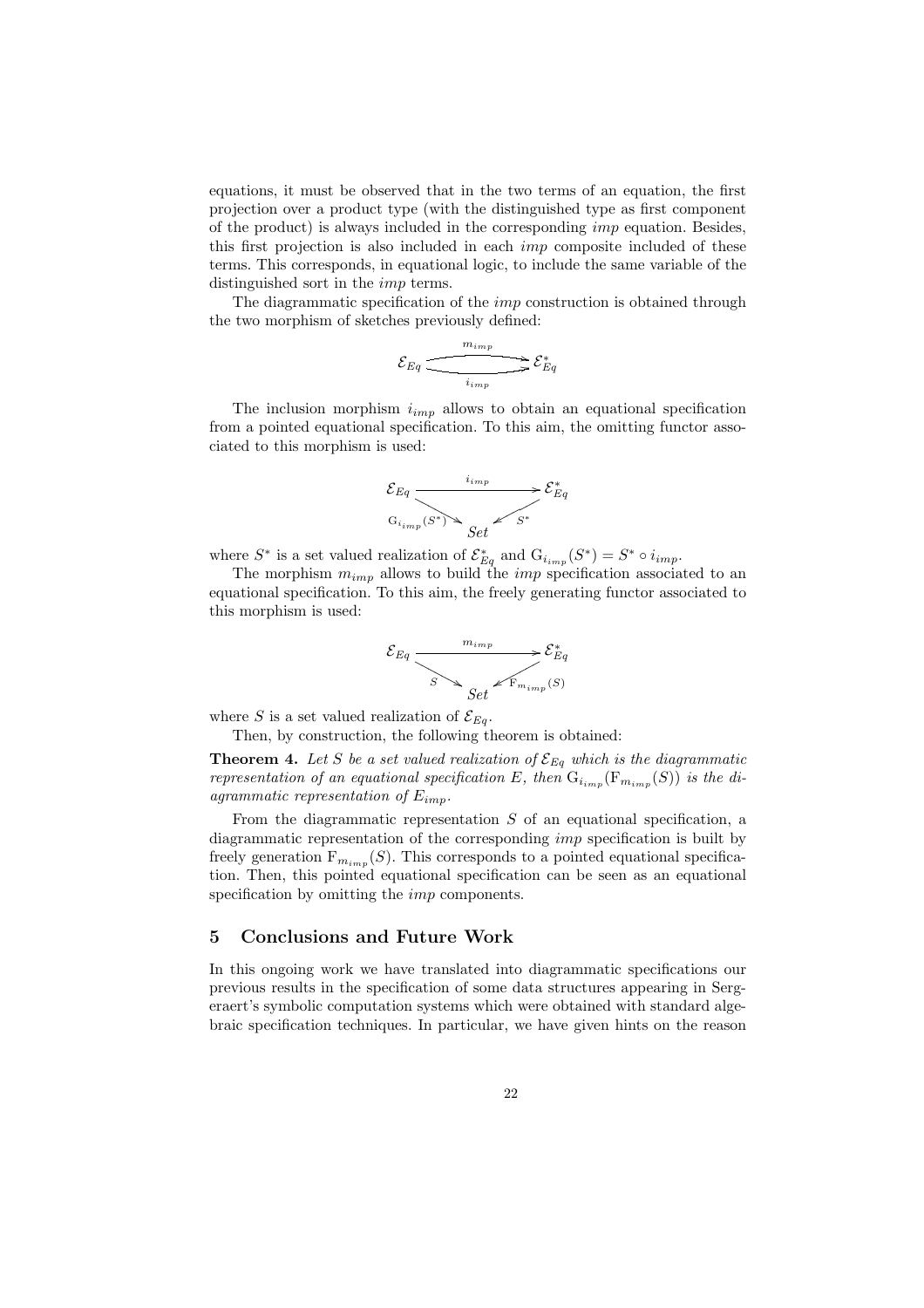equations, it must be observed that in the two terms of an equation, the first projection over a product type (with the distinguished type as first component of the product) is always included in the corresponding *imp* equation. Besides, this first projection is also included in each *imp* composite included of these terms. This corresponds, in equational logic, to include the same variable of the distinguished sort in the *imp* terms.

The diagrammatic specification of the *imp* construction is obtained through the two morphism of sketches previously defined:

$$\mathcal{E}_{Eq} \underset{i_{imp}}{\overset{m_{imp}}{\rightrightarrows}} \mathcal{E}^*_{Eq}$$

The inclusion morphism $i_{imp}$ allows to obtain an equational specification from a pointed equational specification. To this aim, the omitting functor associated to this morphism is used:

$$\begin{array}{ccc} \mathcal{E}_{Eq} & \xrightarrow{\ i_{imp}\ } & \mathcal{E}^*_{Eq} \\ & {\scriptstyle \mathrm{G}_{i_{imp}}(S^*)} \searrow \quad \swarrow {\scriptstyle S^*} & \\ & Set & \end{array}$$

where $S^*$ is a set valued realization of $\mathcal{E}^*_{Eq}$ and $\mathrm{G}_{i_{imp}}(S^*) = S^* \circ i_{imp}$.

The morphism $m_{imp}$ allows to build the *imp* specification associated to an equational specification. To this aim, the freely generating functor associated to this morphism is used:

$$\begin{array}{ccc} \mathcal{E}_{Eq} & \xrightarrow{\ m_{imp}\ } & \mathcal{E}^*_{Eq} \\ & {\scriptstyle S} \searrow \quad \swarrow {\scriptstyle \mathrm{F}_{m_{imp}}(S)} & \\ & Set & \end{array}$$

where $S$ is a set valued realization of $\mathcal{E}_{Eq}$.

Then, by construction, the following theorem is obtained:

**Theorem 4.** *Let $S$ be a set valued realization of $\mathcal{E}_{Eq}$ which is the diagrammatic representation of an equational specification $E$, then $\mathrm{G}_{i_{imp}}(\mathrm{F}_{m_{imp}}(S))$ is the diagrammatic representation of $E_{imp}$.*

From the diagrammatic representation $S$ of an equational specification, a diagrammatic representation of the corresponding *imp* specification is built by freely generation $\mathrm{F}_{m_{imp}}(S)$. This corresponds to a pointed equational specification. Then, this pointed equational specification can be seen as an equational specification by omitting the *imp* components.

## 5 Conclusions and Future Work

In this ongoing work we have translated into diagrammatic specifications our previous results in the specification of some data structures appearing in Sergeraert's symbolic computation systems which were obtained with standard algebraic specification techniques. In particular, we have given hints on the reason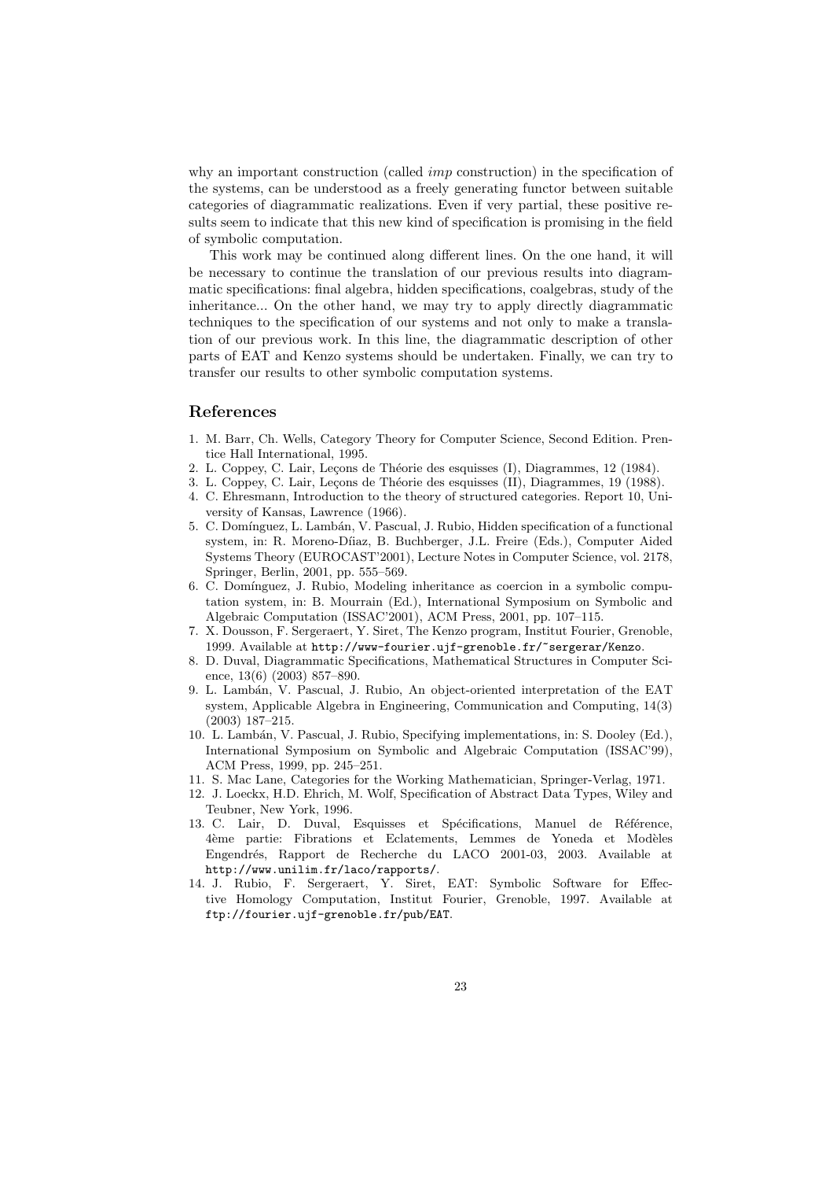why an important construction (called *imp* construction) in the specification of the systems, can be understood as a freely generating functor between suitable categories of diagrammatic realizations. Even if very partial, these positive results seem to indicate that this new kind of specification is promising in the field of symbolic computation.

This work may be continued along different lines. On the one hand, it will be necessary to continue the translation of our previous results into diagrammatic specifications: final algebra, hidden specifications, coalgebras, study of the inheritance... On the other hand, we may try to apply directly diagrammatic techniques to the specification of our systems and not only to make a translation of our previous work. In this line, the diagrammatic description of other parts of EAT and Kenzo systems should be undertaken. Finally, we can try to transfer our results to other symbolic computation systems.

## References

1. M. Barr, Ch. Wells, Category Theory for Computer Science, Second Edition. Prentice Hall International, 1995.
2. L. Coppey, C. Lair, Leçons de Théorie des esquisses (I), Diagrammes, 12 (1984).
3. L. Coppey, C. Lair, Leçons de Théorie des esquisses (II), Diagrammes, 19 (1988).
4. C. Ehresmann, Introduction to the theory of structured categories. Report 10, University of Kansas, Lawrence (1966).
5. C. Domínguez, L. Lambán, V. Pascual, J. Rubio, Hidden specification of a functional system, in: R. Moreno-Díiaz, B. Buchberger, J.L. Freire (Eds.), Computer Aided Systems Theory (EUROCAST'2001), Lecture Notes in Computer Science, vol. 2178, Springer, Berlin, 2001, pp. 555–569.
6. C. Domínguez, J. Rubio, Modeling inheritance as coercion in a symbolic computation system, in: B. Mourrain (Ed.), International Symposium on Symbolic and Algebraic Computation (ISSAC'2001), ACM Press, 2001, pp. 107–115.
7. X. Dousson, F. Sergeraert, Y. Siret, The Kenzo program, Institut Fourier, Grenoble, 1999. Available at http://www-fourier.ujf-grenoble.fr/~sergerar/Kenzo.
8. D. Duval, Diagrammatic Specifications, Mathematical Structures in Computer Science, 13(6) (2003) 857–890.
9. L. Lambán, V. Pascual, J. Rubio, An object-oriented interpretation of the EAT system, Applicable Algebra in Engineering, Communication and Computing, 14(3) (2003) 187–215.
10. L. Lambán, V. Pascual, J. Rubio, Specifying implementations, in: S. Dooley (Ed.), International Symposium on Symbolic and Algebraic Computation (ISSAC'99), ACM Press, 1999, pp. 245–251.
11. S. Mac Lane, Categories for the Working Mathematician, Springer-Verlag, 1971.
12. J. Loeckx, H.D. Ehrich, M. Wolf, Specification of Abstract Data Types, Wiley and Teubner, New York, 1996.
13. C. Lair, D. Duval, Esquisses et Spécifications, Manuel de Référence, 4ème partie: Fibrations et Eclatements, Lemmes de Yoneda et Modèles Engendrés, Rapport de Recherche du LACO 2001-03, 2003. Available at http://www.unilim.fr/laco/rapports/.
14. J. Rubio, F. Sergeraert, Y. Siret, EAT: Symbolic Software for Effective Homology Computation, Institut Fourier, Grenoble, 1997. Available at ftp://fourier.ujf-grenoble.fr/pub/EAT.